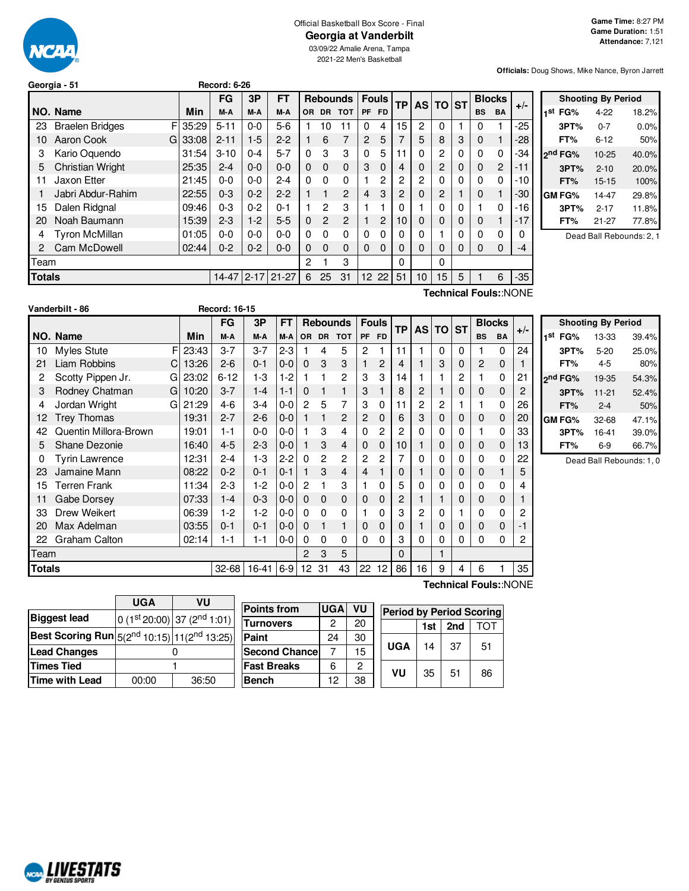Official Basketball Box Score - Final

# Georgia at Vanderbilt

03/09/22 Amalie Arena, Tampa

2021-22 Men's Basketball

**Game Time:** 8:27 PM
**Game Duration:** 1:51
**Attendance:** 7,121

**Officials:** Doug Shows, Mike Nance, Byron Jarrett

## Georgia - 51 Record: 6-26

| NO. | Name | | Min | FG M-A | 3P M-A | FT M-A | OR | DR | TOT | PF | FD | TP | AS | TO | ST | BS | BA | +/- |
|---|---|---|---|---|---|---|---|---|---|---|---|---|---|---|---|---|---|---|
| 23 | Braelen Bridges | F | 35:29 | 5-11 | 0-0 | 5-6 | 1 | 10 | 11 | 0 | 4 | 15 | 2 | 0 | 1 | 0 | 1 | -25 |
| 10 | Aaron Cook | G | 33:08 | 2-11 | 1-5 | 2-2 | 1 | 6 | 7 | 2 | 5 | 7 | 5 | 8 | 3 | 0 | 1 | -28 |
| 3 | Kario Oquendo | | 31:54 | 3-10 | 0-4 | 5-7 | 0 | 3 | 3 | 0 | 5 | 11 | 0 | 2 | 0 | 0 | 0 | -34 |
| 5 | Christian Wright | | 25:35 | 2-4 | 0-0 | 0-0 | 0 | 0 | 0 | 3 | 0 | 4 | 0 | 2 | 0 | 0 | 2 | -11 |
| 11 | Jaxon Etter | | 21:45 | 0-0 | 0-0 | 2-4 | 0 | 0 | 0 | 1 | 2 | 2 | 2 | 0 | 0 | 0 | 0 | -10 |
| 1 | Jabri Abdur-Rahim | | 22:55 | 0-3 | 0-2 | 2-2 | 1 | 1 | 2 | 4 | 3 | 2 | 0 | 2 | 1 | 0 | 1 | -30 |
| 15 | Dalen Ridgnal | | 09:46 | 0-3 | 0-2 | 0-1 | 1 | 2 | 3 | 1 | 1 | 0 | 1 | 0 | 0 | 1 | 0 | -16 |
| 20 | Noah Baumann | | 15:39 | 2-3 | 1-2 | 5-5 | 0 | 2 | 2 | 1 | 2 | 10 | 0 | 0 | 0 | 0 | 1 | -17 |
| 4 | Tyron McMillan | | 01:05 | 0-0 | 0-0 | 0-0 | 0 | 0 | 0 | 0 | 0 | 0 | 0 | 1 | 0 | 0 | 0 | 0 |
| 2 | Cam McDowell | | 02:44 | 0-2 | 0-2 | 0-0 | 0 | 0 | 0 | 0 | 0 | 0 | 0 | 0 | 0 | 0 | 0 | -4 |
| | Team | | | | | | 2 | 1 | 3 | | | 0 | | 0 | | | | |
| | **Totals** | | | 14-47 | 2-17 | 21-27 | 6 | 25 | 31 | 12 | 22 | 51 | 10 | 15 | 5 | 1 | 6 | -35 |

Technical Fouls::NONE

| Shooting By Period | | |
|---|---|---|
| 1st FG% | 4-22 | 18.2% |
| 3PT% | 0-7 | 0.0% |
| FT% | 6-12 | 50% |
| 2nd FG% | 10-25 | 40.0% |
| 3PT% | 2-10 | 20.0% |
| FT% | 15-15 | 100% |
| GM FG% | 14-47 | 29.8% |
| 3PT% | 2-17 | 11.8% |
| FT% | 21-27 | 77.8% |

Dead Ball Rebounds: 2, 1

## Vanderbilt - 86 Record: 16-15

| NO. | Name | | Min | FG M-A | 3P M-A | FT M-A | OR | DR | TOT | PF | FD | TP | AS | TO | ST | BS | BA | +/- |
|---|---|---|---|---|---|---|---|---|---|---|---|---|---|---|---|---|---|---|
| 10 | Myles Stute | F | 23:43 | 3-7 | 3-7 | 2-3 | 1 | 4 | 5 | 2 | 1 | 11 | 1 | 0 | 0 | 1 | 0 | 24 |
| 21 | Liam Robbins | C | 13:26 | 2-6 | 0-1 | 0-0 | 0 | 3 | 3 | 1 | 2 | 4 | 1 | 3 | 0 | 2 | 0 | 1 |
| 2 | Scotty Pippen Jr. | G | 23:02 | 6-12 | 1-3 | 1-2 | 1 | 1 | 2 | 3 | 3 | 14 | 1 | 1 | 2 | 1 | 0 | 21 |
| 3 | Rodney Chatman | G | 10:20 | 3-7 | 1-4 | 1-1 | 0 | 1 | 1 | 3 | 1 | 8 | 2 | 1 | 0 | 0 | 0 | 2 |
| 4 | Jordan Wright | G | 21:29 | 4-6 | 3-4 | 0-0 | 2 | 5 | 7 | 3 | 0 | 11 | 2 | 2 | 1 | 1 | 0 | 26 |
| 12 | Trey Thomas | | 19:31 | 2-7 | 2-6 | 0-0 | 1 | 1 | 2 | 2 | 0 | 6 | 3 | 0 | 0 | 0 | 0 | 20 |
| 42 | Quentin Millora-Brown | | 19:01 | 1-1 | 0-0 | 0-0 | 1 | 3 | 4 | 0 | 2 | 2 | 0 | 0 | 0 | 1 | 0 | 33 |
| 5 | Shane Dezonie | | 16:40 | 4-5 | 2-3 | 0-0 | 1 | 3 | 4 | 0 | 0 | 10 | 1 | 0 | 0 | 0 | 0 | 13 |
| 0 | Tyrin Lawrence | | 12:31 | 2-4 | 1-3 | 2-2 | 0 | 2 | 2 | 2 | 2 | 7 | 0 | 0 | 0 | 0 | 0 | 22 |
| 23 | Jamaine Mann | | 08:22 | 0-2 | 0-1 | 0-1 | 1 | 3 | 4 | 4 | 1 | 0 | 1 | 0 | 0 | 0 | 1 | 5 |
| 15 | Terren Frank | | 11:34 | 2-3 | 1-2 | 0-0 | 2 | 1 | 3 | 1 | 0 | 5 | 0 | 0 | 0 | 0 | 0 | 4 |
| 11 | Gabe Dorsey | | 07:33 | 1-4 | 0-3 | 0-0 | 0 | 0 | 0 | 0 | 0 | 2 | 1 | 1 | 0 | 0 | 0 | 1 |
| 33 | Drew Weikert | | 06:39 | 1-2 | 1-2 | 0-0 | 0 | 0 | 0 | 1 | 0 | 3 | 2 | 0 | 1 | 0 | 0 | 2 |
| 20 | Max Adelman | | 03:55 | 0-1 | 0-1 | 0-0 | 0 | 1 | 1 | 0 | 0 | 0 | 1 | 0 | 0 | 0 | 0 | -1 |
| 22 | Graham Calton | | 02:14 | 1-1 | 1-1 | 0-0 | 0 | 0 | 0 | 0 | 0 | 3 | 0 | 0 | 0 | 0 | 0 | 2 |
| | Team | | | | | | 2 | 3 | 5 | | | 0 | | 1 | | | | |
| | **Totals** | | | 32-68 | 16-41 | 6-9 | 12 | 31 | 43 | 22 | 12 | 86 | 16 | 9 | 4 | 6 | 1 | 35 |

Technical Fouls::NONE

| Shooting By Period | | |
|---|---|---|
| 1st FG% | 13-33 | 39.4% |
| 3PT% | 5-20 | 25.0% |
| FT% | 4-5 | 80% |
| 2nd FG% | 19-35 | 54.3% |
| 3PT% | 11-21 | 52.4% |
| FT% | 2-4 | 50% |
| GM FG% | 32-68 | 47.1% |
| 3PT% | 16-41 | 39.0% |
| FT% | 6-9 | 66.7% |

Dead Ball Rebounds: 1, 0

| | UGA | VU |
|---|---|---|
| Biggest lead | 0 (1st 20:00) | 37 (2nd 1:01) |
| Best Scoring Run | 5(2nd 10:15) | 11(2nd 13:25) |
| Lead Changes | 0 | |
| Times Tied | 1 | |
| Time with Lead | 00:00 | 36:50 |

| Points from | UGA | VU |
|---|---|---|
| Turnovers | 2 | 20 |
| Paint | 24 | 30 |
| Second Chance | 7 | 15 |
| Fast Breaks | 6 | 2 |
| Bench | 12 | 38 |

| Period by Period Scoring | 1st | 2nd | TOT |
|---|---|---|---|
| UGA | 14 | 37 | 51 |
| VU | 35 | 51 | 86 |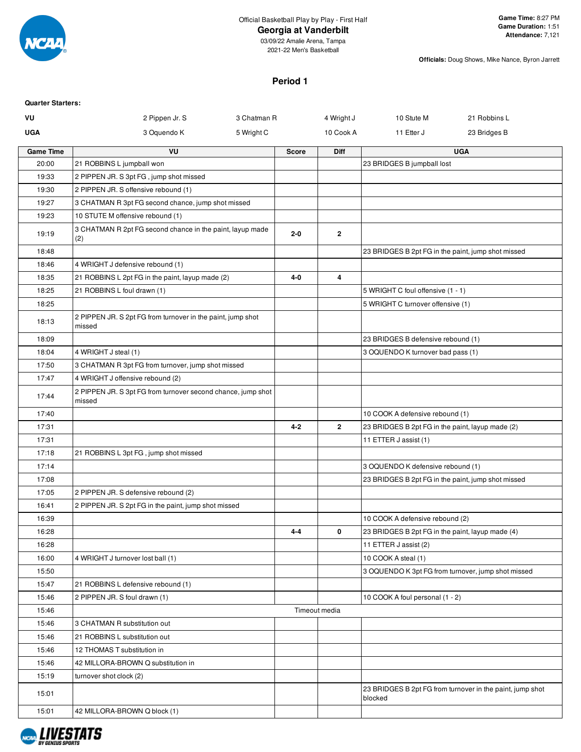Official Basketball Play by Play - First Half

# Georgia at Vanderbilt

03/09/22 Amalie Arena, Tampa
2021-22 Men's Basketball

**Game Time:** 8:27 PM
**Game Duration:** 1:51
**Attendance:** 7,121

**Officials:** Doug Shows, Mike Nance, Byron Jarrett

## Period 1

**Quarter Starters:**

| | | | | | |
|---|---|---|---|---|---|
| VU | 2 Pippen Jr. S | 3 Chatman R | 4 Wright J | 10 Stute M | 21 Robbins L |
| UGA | 3 Oquendo K | 5 Wright C | 10 Cook A | 11 Etter J | 23 Bridges B |

| Game Time | VU | Score | Diff | UGA |
|---|---|---|---|---|
| 20:00 | 21 ROBBINS L jumpball won | | | 23 BRIDGES B jumpball lost |
| 19:33 | 2 PIPPEN JR. S 3pt FG , jump shot missed | | | |
| 19:30 | 2 PIPPEN JR. S offensive rebound (1) | | | |
| 19:27 | 3 CHATMAN R 3pt FG second chance, jump shot missed | | | |
| 19:23 | 10 STUTE M offensive rebound (1) | | | |
| 19:19 | 3 CHATMAN R 2pt FG second chance in the paint, layup made (2) | 2-0 | 2 | |
| 18:48 | | | | 23 BRIDGES B 2pt FG in the paint, jump shot missed |
| 18:46 | 4 WRIGHT J defensive rebound (1) | | | |
| 18:35 | 21 ROBBINS L 2pt FG in the paint, layup made (2) | 4-0 | 4 | |
| 18:25 | 21 ROBBINS L foul drawn (1) | | | 5 WRIGHT C foul offensive (1 - 1) |
| 18:25 | | | | 5 WRIGHT C turnover offensive (1) |
| 18:13 | 2 PIPPEN JR. S 2pt FG from turnover in the paint, jump shot missed | | | |
| 18:09 | | | | 23 BRIDGES B defensive rebound (1) |
| 18:04 | 4 WRIGHT J steal (1) | | | 3 OQUENDO K turnover bad pass (1) |
| 17:50 | 3 CHATMAN R 3pt FG from turnover, jump shot missed | | | |
| 17:47 | 4 WRIGHT J offensive rebound (2) | | | |
| 17:44 | 2 PIPPEN JR. S 3pt FG from turnover second chance, jump shot missed | | | |
| 17:40 | | | | 10 COOK A defensive rebound (1) |
| 17:31 | | 4-2 | 2 | 23 BRIDGES B 2pt FG in the paint, layup made (2) |
| 17:31 | | | | 11 ETTER J assist (1) |
| 17:18 | 21 ROBBINS L 3pt FG , jump shot missed | | | |
| 17:14 | | | | 3 OQUENDO K defensive rebound (1) |
| 17:08 | | | | 23 BRIDGES B 2pt FG in the paint, jump shot missed |
| 17:05 | 2 PIPPEN JR. S defensive rebound (2) | | | |
| 16:41 | 2 PIPPEN JR. S 2pt FG in the paint, jump shot missed | | | |
| 16:39 | | | | 10 COOK A defensive rebound (2) |
| 16:28 | | 4-4 | 0 | 23 BRIDGES B 2pt FG in the paint, layup made (4) |
| 16:28 | | | | 11 ETTER J assist (2) |
| 16:00 | 4 WRIGHT J turnover lost ball (1) | | | 10 COOK A steal (1) |
| 15:50 | | | | 3 OQUENDO K 3pt FG from turnover, jump shot missed |
| 15:47 | 21 ROBBINS L defensive rebound (1) | | | |
| 15:46 | 2 PIPPEN JR. S foul drawn (1) | | | 10 COOK A foul personal (1 - 2) |
| 15:46 | | Timeout media | | |
| 15:46 | 3 CHATMAN R substitution out | | | |
| 15:46 | 21 ROBBINS L substitution out | | | |
| 15:46 | 12 THOMAS T substitution in | | | |
| 15:46 | 42 MILLORA-BROWN Q substitution in | | | |
| 15:19 | turnover shot clock (2) | | | |
| 15:01 | | | | 23 BRIDGES B 2pt FG from turnover in the paint, jump shot blocked |
| 15:01 | 42 MILLORA-BROWN Q block (1) | | | |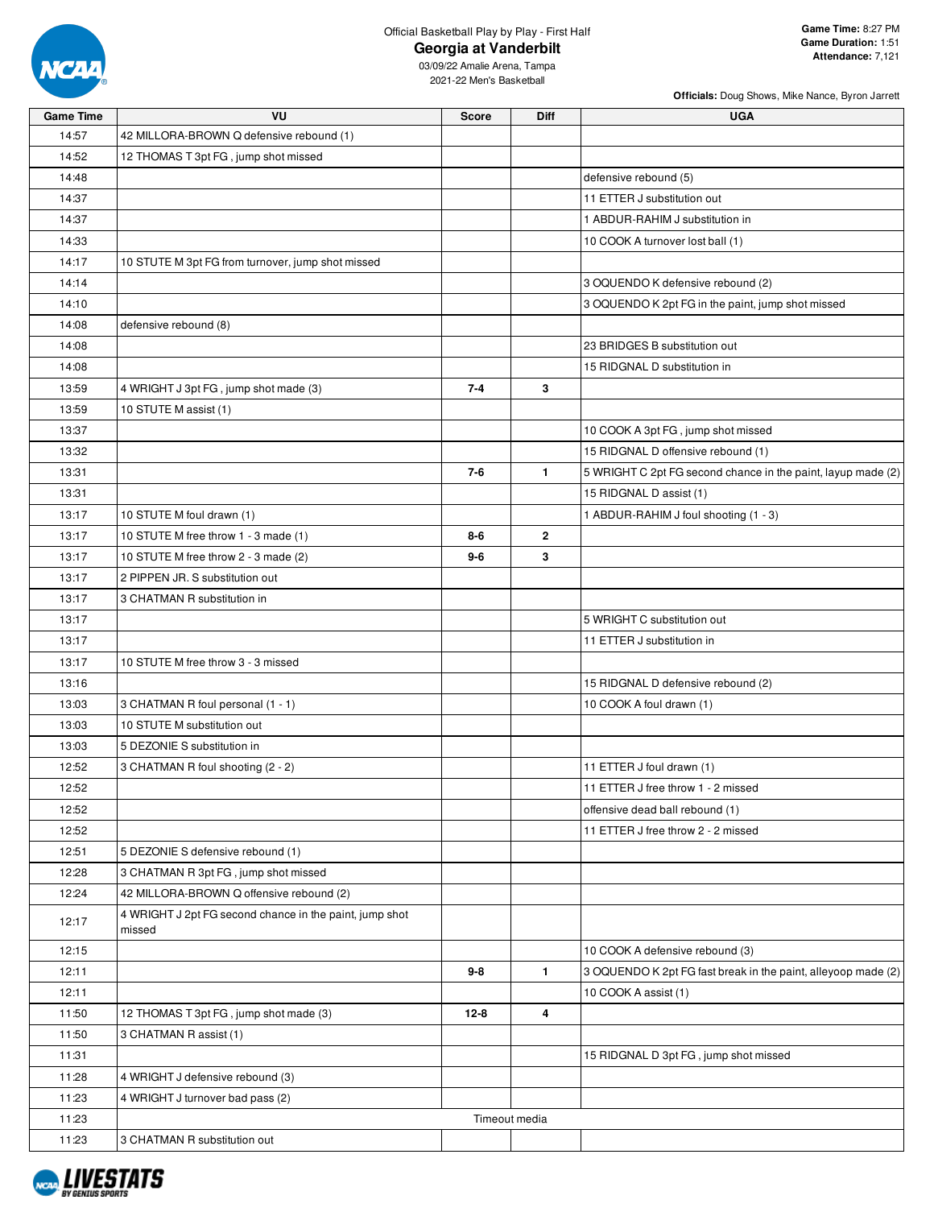Official Basketball Play by Play - First Half

# Georgia at Vanderbilt

03/09/22 Amalie Arena, Tampa

2021-22 Men's Basketball

**Game Time:** 8:27 PM
**Game Duration:** 1:51
**Attendance:** 7,121

**Officials:** Doug Shows, Mike Nance, Byron Jarrett

| Game Time | VU | Score | Diff | UGA |
|---|---|---|---|---|
| 14:57 | 42 MILLORA-BROWN Q defensive rebound (1) | | | |
| 14:52 | 12 THOMAS T 3pt FG , jump shot missed | | | |
| 14:48 | | | | defensive rebound (5) |
| 14:37 | | | | 11 ETTER J substitution out |
| 14:37 | | | | 1 ABDUR-RAHIM J substitution in |
| 14:33 | | | | 10 COOK A turnover lost ball (1) |
| 14:17 | 10 STUTE M 3pt FG from turnover, jump shot missed | | | |
| 14:14 | | | | 3 OQUENDO K defensive rebound (2) |
| 14:10 | | | | 3 OQUENDO K 2pt FG in the paint, jump shot missed |
| 14:08 | defensive rebound (8) | | | |
| 14:08 | | | | 23 BRIDGES B substitution out |
| 14:08 | | | | 15 RIDGNAL D substitution in |
| 13:59 | 4 WRIGHT J 3pt FG , jump shot made (3) | 7-4 | 3 | |
| 13:59 | 10 STUTE M assist (1) | | | |
| 13:37 | | | | 10 COOK A 3pt FG , jump shot missed |
| 13:32 | | | | 15 RIDGNAL D offensive rebound (1) |
| 13:31 | | 7-6 | 1 | 5 WRIGHT C 2pt FG second chance in the paint, layup made (2) |
| 13:31 | | | | 15 RIDGNAL D assist (1) |
| 13:17 | 10 STUTE M foul drawn (1) | | | 1 ABDUR-RAHIM J foul shooting (1 - 3) |
| 13:17 | 10 STUTE M free throw 1 - 3 made (1) | 8-6 | 2 | |
| 13:17 | 10 STUTE M free throw 2 - 3 made (2) | 9-6 | 3 | |
| 13:17 | 2 PIPPEN JR. S substitution out | | | |
| 13:17 | 3 CHATMAN R substitution in | | | |
| 13:17 | | | | 5 WRIGHT C substitution out |
| 13:17 | | | | 11 ETTER J substitution in |
| 13:17 | 10 STUTE M free throw 3 - 3 missed | | | |
| 13:16 | | | | 15 RIDGNAL D defensive rebound (2) |
| 13:03 | 3 CHATMAN R foul personal (1 - 1) | | | 10 COOK A foul drawn (1) |
| 13:03 | 10 STUTE M substitution out | | | |
| 13:03 | 5 DEZONIE S substitution in | | | |
| 12:52 | 3 CHATMAN R foul shooting (2 - 2) | | | 11 ETTER J foul drawn (1) |
| 12:52 | | | | 11 ETTER J free throw 1 - 2 missed |
| 12:52 | | | | offensive dead ball rebound (1) |
| 12:52 | | | | 11 ETTER J free throw 2 - 2 missed |
| 12:51 | 5 DEZONIE S defensive rebound (1) | | | |
| 12:28 | 3 CHATMAN R 3pt FG , jump shot missed | | | |
| 12:24 | 42 MILLORA-BROWN Q offensive rebound (2) | | | |
| 12:17 | 4 WRIGHT J 2pt FG second chance in the paint, jump shot missed | | | |
| 12:15 | | | | 10 COOK A defensive rebound (3) |
| 12:11 | | 9-8 | 1 | 3 OQUENDO K 2pt FG fast break in the paint, alleyoop made (2) |
| 12:11 | | | | 10 COOK A assist (1) |
| 11:50 | 12 THOMAS T 3pt FG , jump shot made (3) | 12-8 | 4 | |
| 11:50 | 3 CHATMAN R assist (1) | | | |
| 11:31 | | | | 15 RIDGNAL D 3pt FG , jump shot missed |
| 11:28 | 4 WRIGHT J defensive rebound (3) | | | |
| 11:23 | 4 WRIGHT J turnover bad pass (2) | | | |
| 11:23 | Timeout media | | | |
| 11:23 | 3 CHATMAN R substitution out | | | |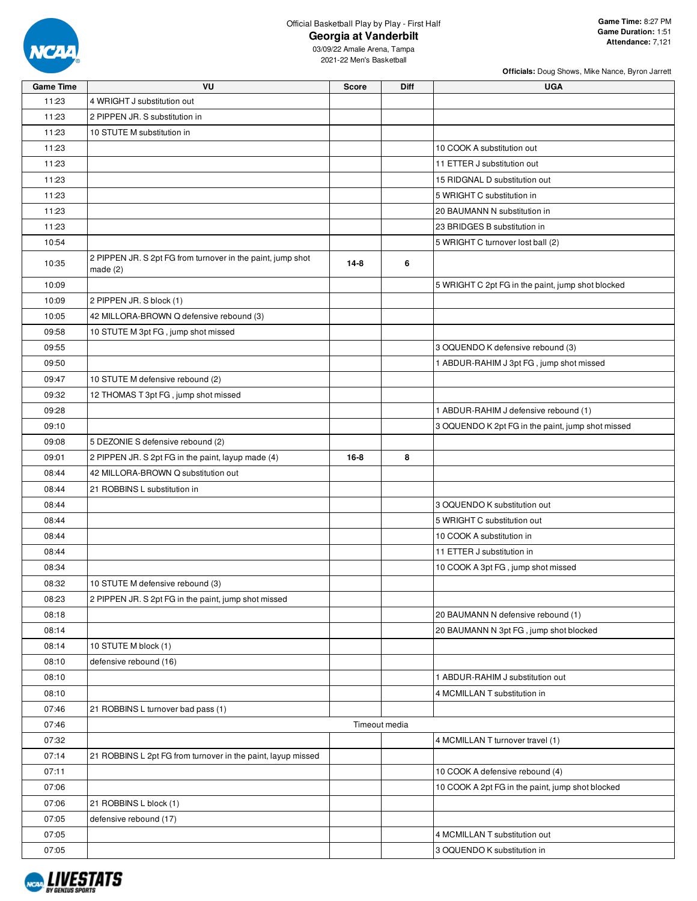Official Basketball Play by Play - First Half

# Georgia at Vanderbilt

03/09/22 Amalie Arena, Tampa
2021-22 Men's Basketball

**Game Time:** 8:27 PM
**Game Duration:** 1:51
**Attendance:** 7,121

**Officials:** Doug Shows, Mike Nance, Byron Jarrett

| Game Time | VU | Score | Diff | UGA |
|---|---|---|---|---|
| 11:23 | 4 WRIGHT J substitution out | | | |
| 11:23 | 2 PIPPEN JR. S substitution in | | | |
| 11:23 | 10 STUTE M substitution in | | | |
| 11:23 | | | | 10 COOK A substitution out |
| 11:23 | | | | 11 ETTER J substitution out |
| 11:23 | | | | 15 RIDGNAL D substitution out |
| 11:23 | | | | 5 WRIGHT C substitution in |
| 11:23 | | | | 20 BAUMANN N substitution in |
| 11:23 | | | | 23 BRIDGES B substitution in |
| 10:54 | | | | 5 WRIGHT C turnover lost ball (2) |
| 10:35 | 2 PIPPEN JR. S 2pt FG from turnover in the paint, jump shot made (2) | 14-8 | 6 | |
| 10:09 | | | | 5 WRIGHT C 2pt FG in the paint, jump shot blocked |
| 10:09 | 2 PIPPEN JR. S block (1) | | | |
| 10:05 | 42 MILLORA-BROWN Q defensive rebound (3) | | | |
| 09:58 | 10 STUTE M 3pt FG , jump shot missed | | | |
| 09:55 | | | | 3 OQUENDO K defensive rebound (3) |
| 09:50 | | | | 1 ABDUR-RAHIM J 3pt FG , jump shot missed |
| 09:47 | 10 STUTE M defensive rebound (2) | | | |
| 09:32 | 12 THOMAS T 3pt FG , jump shot missed | | | |
| 09:28 | | | | 1 ABDUR-RAHIM J defensive rebound (1) |
| 09:10 | | | | 3 OQUENDO K 2pt FG in the paint, jump shot missed |
| 09:08 | 5 DEZONIE S defensive rebound (2) | | | |
| 09:01 | 2 PIPPEN JR. S 2pt FG in the paint, layup made (4) | 16-8 | 8 | |
| 08:44 | 42 MILLORA-BROWN Q substitution out | | | |
| 08:44 | 21 ROBBINS L substitution in | | | |
| 08:44 | | | | 3 OQUENDO K substitution out |
| 08:44 | | | | 5 WRIGHT C substitution out |
| 08:44 | | | | 10 COOK A substitution in |
| 08:44 | | | | 11 ETTER J substitution in |
| 08:34 | | | | 10 COOK A 3pt FG , jump shot missed |
| 08:32 | 10 STUTE M defensive rebound (3) | | | |
| 08:23 | 2 PIPPEN JR. S 2pt FG in the paint, jump shot missed | | | |
| 08:18 | | | | 20 BAUMANN N defensive rebound (1) |
| 08:14 | | | | 20 BAUMANN N 3pt FG , jump shot blocked |
| 08:14 | 10 STUTE M block (1) | | | |
| 08:10 | defensive rebound (16) | | | |
| 08:10 | | | | 1 ABDUR-RAHIM J substitution out |
| 08:10 | | | | 4 MCMILLAN T substitution in |
| 07:46 | 21 ROBBINS L turnover bad pass (1) | | | |
| 07:46 | | Timeout media | | |
| 07:32 | | | | 4 MCMILLAN T turnover travel (1) |
| 07:14 | 21 ROBBINS L 2pt FG from turnover in the paint, layup missed | | | |
| 07:11 | | | | 10 COOK A defensive rebound (4) |
| 07:06 | | | | 10 COOK A 2pt FG in the paint, jump shot blocked |
| 07:06 | 21 ROBBINS L block (1) | | | |
| 07:05 | defensive rebound (17) | | | |
| 07:05 | | | | 4 MCMILLAN T substitution out |
| 07:05 | | | | 3 OQUENDO K substitution in |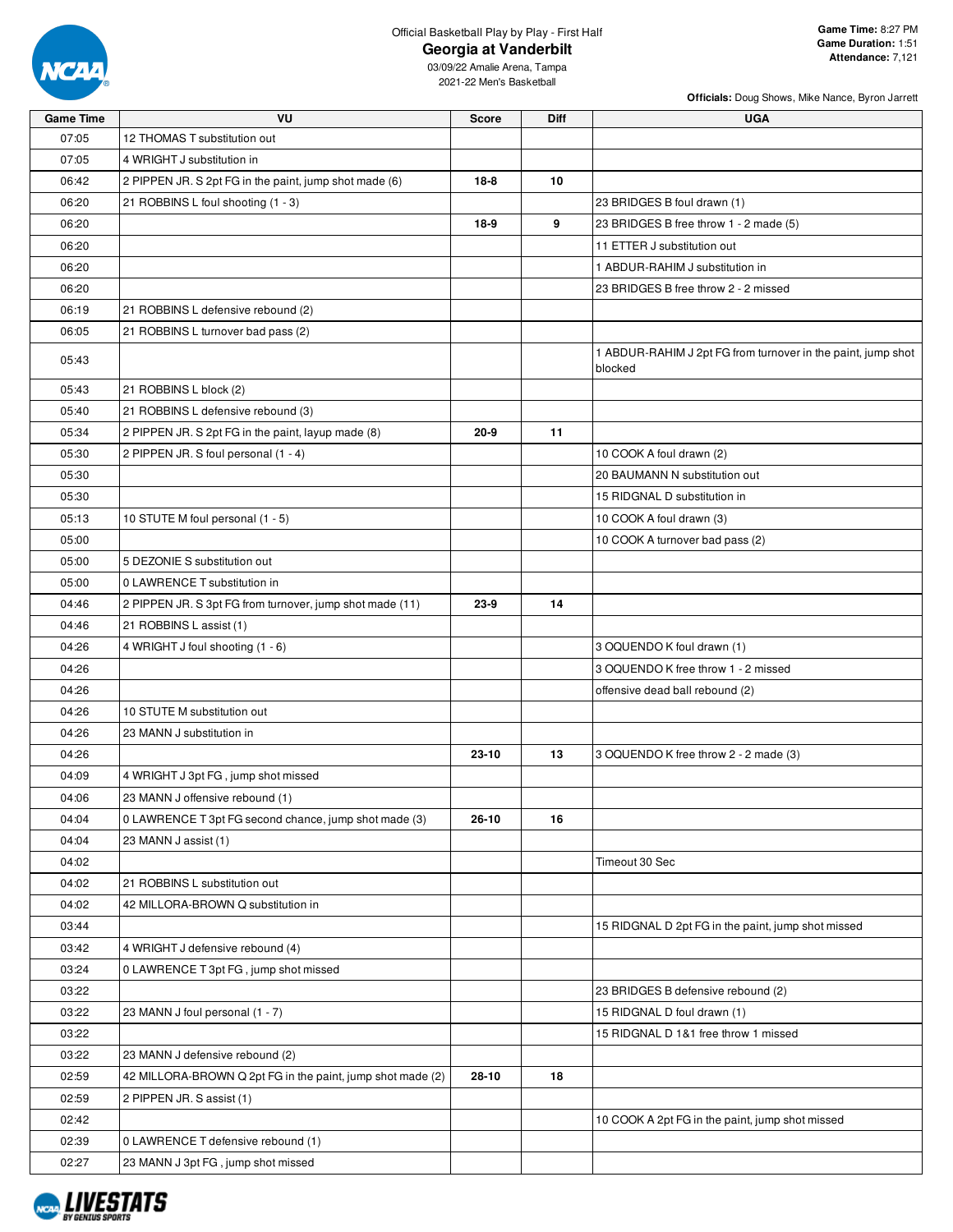Official Basketball Play by Play - First Half

# Georgia at Vanderbilt

03/09/22 Amalie Arena, Tampa
2021-22 Men's Basketball

**Game Time:** 8:27 PM
**Game Duration:** 1:51
**Attendance:** 7,121

**Officials:** Doug Shows, Mike Nance, Byron Jarrett

| Game Time | VU | Score | Diff | UGA |
|---|---|---|---|---|
| 07:05 | 12 THOMAS T substitution out | | | |
| 07:05 | 4 WRIGHT J substitution in | | | |
| 06:42 | 2 PIPPEN JR. S 2pt FG in the paint, jump shot made (6) | 18-8 | 10 | |
| 06:20 | 21 ROBBINS L foul shooting (1 - 3) | | | 23 BRIDGES B foul drawn (1) |
| 06:20 | | 18-9 | 9 | 23 BRIDGES B free throw 1 - 2 made (5) |
| 06:20 | | | | 11 ETTER J substitution out |
| 06:20 | | | | 1 ABDUR-RAHIM J substitution in |
| 06:20 | | | | 23 BRIDGES B free throw 2 - 2 missed |
| 06:19 | 21 ROBBINS L defensive rebound (2) | | | |
| 06:05 | 21 ROBBINS L turnover bad pass (2) | | | |
| 05:43 | | | | 1 ABDUR-RAHIM J 2pt FG from turnover in the paint, jump shot blocked |
| 05:43 | 21 ROBBINS L block (2) | | | |
| 05:40 | 21 ROBBINS L defensive rebound (3) | | | |
| 05:34 | 2 PIPPEN JR. S 2pt FG in the paint, layup made (8) | 20-9 | 11 | |
| 05:30 | 2 PIPPEN JR. S foul personal (1 - 4) | | | 10 COOK A foul drawn (2) |
| 05:30 | | | | 20 BAUMANN N substitution out |
| 05:30 | | | | 15 RIDGNAL D substitution in |
| 05:13 | 10 STUTE M foul personal (1 - 5) | | | 10 COOK A foul drawn (3) |
| 05:00 | | | | 10 COOK A turnover bad pass (2) |
| 05:00 | 5 DEZONIE S substitution out | | | |
| 05:00 | 0 LAWRENCE T substitution in | | | |
| 04:46 | 2 PIPPEN JR. S 3pt FG from turnover, jump shot made (11) | 23-9 | 14 | |
| 04:46 | 21 ROBBINS L assist (1) | | | |
| 04:26 | 4 WRIGHT J foul shooting (1 - 6) | | | 3 OQUENDO K foul drawn (1) |
| 04:26 | | | | 3 OQUENDO K free throw 1 - 2 missed |
| 04:26 | | | | offensive dead ball rebound (2) |
| 04:26 | 10 STUTE M substitution out | | | |
| 04:26 | 23 MANN J substitution in | | | |
| 04:26 | | 23-10 | 13 | 3 OQUENDO K free throw 2 - 2 made (3) |
| 04:09 | 4 WRIGHT J 3pt FG , jump shot missed | | | |
| 04:06 | 23 MANN J offensive rebound (1) | | | |
| 04:04 | 0 LAWRENCE T 3pt FG second chance, jump shot made (3) | 26-10 | 16 | |
| 04:04 | 23 MANN J assist (1) | | | |
| 04:02 | | | | Timeout 30 Sec |
| 04:02 | 21 ROBBINS L substitution out | | | |
| 04:02 | 42 MILLORA-BROWN Q substitution in | | | |
| 03:44 | | | | 15 RIDGNAL D 2pt FG in the paint, jump shot missed |
| 03:42 | 4 WRIGHT J defensive rebound (4) | | | |
| 03:24 | 0 LAWRENCE T 3pt FG , jump shot missed | | | |
| 03:22 | | | | 23 BRIDGES B defensive rebound (2) |
| 03:22 | 23 MANN J foul personal (1 - 7) | | | 15 RIDGNAL D foul drawn (1) |
| 03:22 | | | | 15 RIDGNAL D 1&1 free throw 1 missed |
| 03:22 | 23 MANN J defensive rebound (2) | | | |
| 02:59 | 42 MILLORA-BROWN Q 2pt FG in the paint, jump shot made (2) | 28-10 | 18 | |
| 02:59 | 2 PIPPEN JR. S assist (1) | | | |
| 02:42 | | | | 10 COOK A 2pt FG in the paint, jump shot missed |
| 02:39 | 0 LAWRENCE T defensive rebound (1) | | | |
| 02:27 | 23 MANN J 3pt FG , jump shot missed | | | |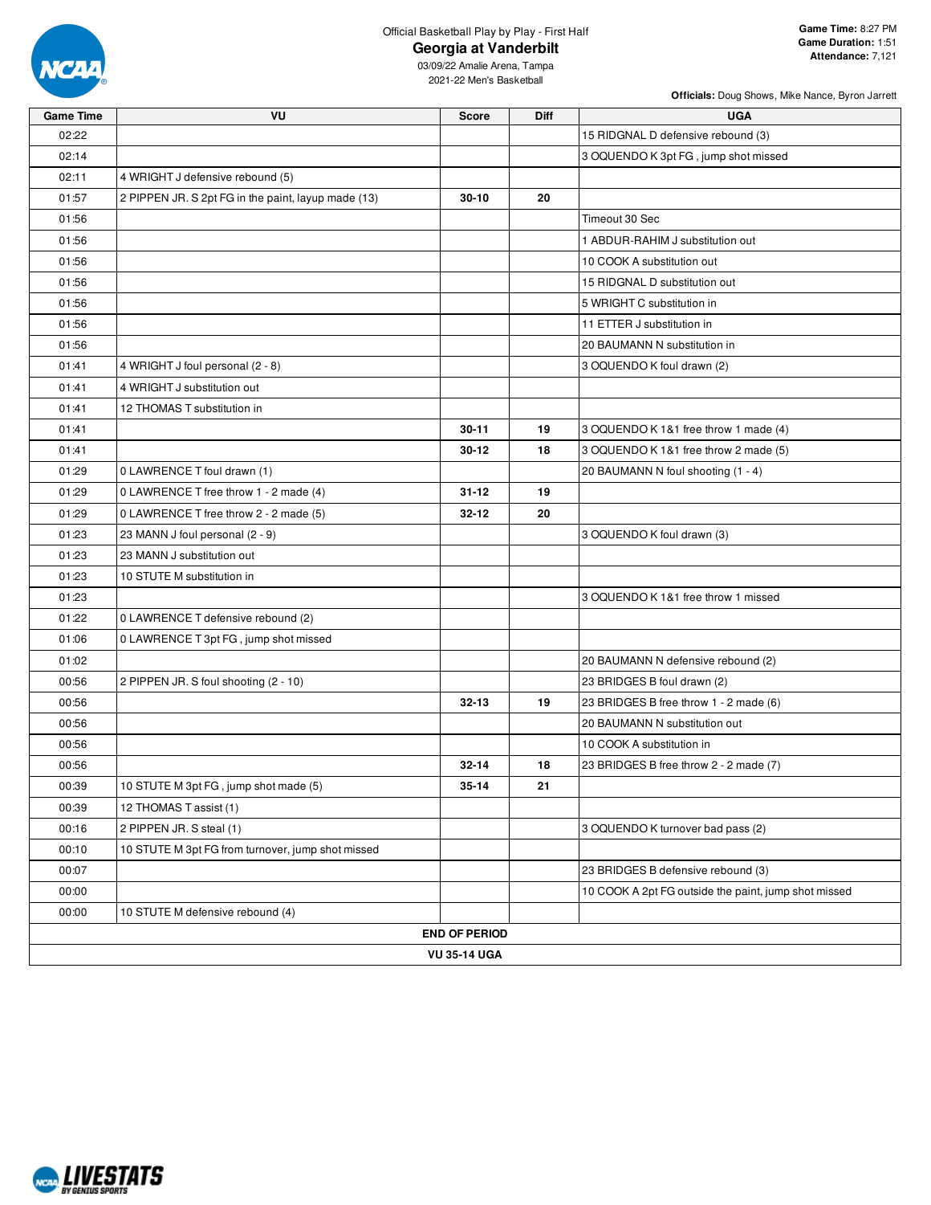Official Basketball Play by Play - First Half

# Georgia at Vanderbilt

03/09/22 Amalie Arena, Tampa

2021-22 Men's Basketball

**Game Time:** 8:27 PM
**Game Duration:** 1:51
**Attendance:** 7,121

**Officials:** Doug Shows, Mike Nance, Byron Jarrett

| Game Time | VU | Score | Diff | UGA |
|---|---|---|---|---|
| 02:22 | | | | 15 RIDGNAL D defensive rebound (3) |
| 02:14 | | | | 3 OQUENDO K 3pt FG , jump shot missed |
| 02:11 | 4 WRIGHT J defensive rebound (5) | | | |
| 01:57 | 2 PIPPEN JR. S 2pt FG in the paint, layup made (13) | 30-10 | 20 | |
| 01:56 | | | | Timeout 30 Sec |
| 01:56 | | | | 1 ABDUR-RAHIM J substitution out |
| 01:56 | | | | 10 COOK A substitution out |
| 01:56 | | | | 15 RIDGNAL D substitution out |
| 01:56 | | | | 5 WRIGHT C substitution in |
| 01:56 | | | | 11 ETTER J substitution in |
| 01:56 | | | | 20 BAUMANN N substitution in |
| 01:41 | 4 WRIGHT J foul personal (2 - 8) | | | 3 OQUENDO K foul drawn (2) |
| 01:41 | 4 WRIGHT J substitution out | | | |
| 01:41 | 12 THOMAS T substitution in | | | |
| 01:41 | | 30-11 | 19 | 3 OQUENDO K 1&1 free throw 1 made (4) |
| 01:41 | | 30-12 | 18 | 3 OQUENDO K 1&1 free throw 2 made (5) |
| 01:29 | 0 LAWRENCE T foul drawn (1) | | | 20 BAUMANN N foul shooting (1 - 4) |
| 01:29 | 0 LAWRENCE T free throw 1 - 2 made (4) | 31-12 | 19 | |
| 01:29 | 0 LAWRENCE T free throw 2 - 2 made (5) | 32-12 | 20 | |
| 01:23 | 23 MANN J foul personal (2 - 9) | | | 3 OQUENDO K foul drawn (3) |
| 01:23 | 23 MANN J substitution out | | | |
| 01:23 | 10 STUTE M substitution in | | | |
| 01:23 | | | | 3 OQUENDO K 1&1 free throw 1 missed |
| 01:22 | 0 LAWRENCE T defensive rebound (2) | | | |
| 01:06 | 0 LAWRENCE T 3pt FG , jump shot missed | | | |
| 01:02 | | | | 20 BAUMANN N defensive rebound (2) |
| 00:56 | 2 PIPPEN JR. S foul shooting (2 - 10) | | | 23 BRIDGES B foul drawn (2) |
| 00:56 | | 32-13 | 19 | 23 BRIDGES B free throw 1 - 2 made (6) |
| 00:56 | | | | 20 BAUMANN N substitution out |
| 00:56 | | | | 10 COOK A substitution in |
| 00:56 | | 32-14 | 18 | 23 BRIDGES B free throw 2 - 2 made (7) |
| 00:39 | 10 STUTE M 3pt FG , jump shot made (5) | 35-14 | 21 | |
| 00:39 | 12 THOMAS T assist (1) | | | |
| 00:16 | 2 PIPPEN JR. S steal (1) | | | 3 OQUENDO K turnover bad pass (2) |
| 00:10 | 10 STUTE M 3pt FG from turnover, jump shot missed | | | |
| 00:07 | | | | 23 BRIDGES B defensive rebound (3) |
| 00:00 | | | | 10 COOK A 2pt FG outside the paint, jump shot missed |
| 00:00 | 10 STUTE M defensive rebound (4) | | | |

**END OF PERIOD**

**VU 35-14 UGA**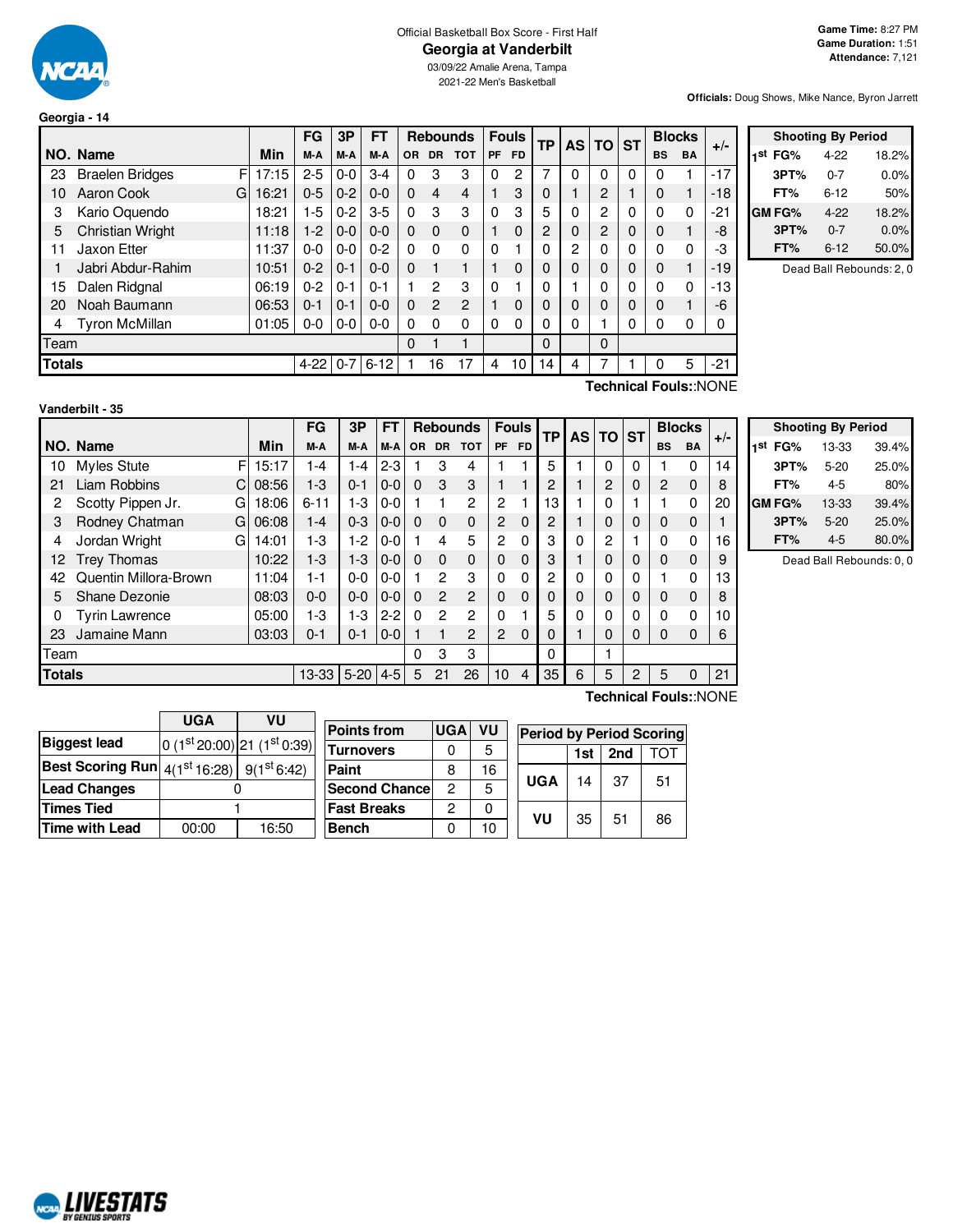Official Basketball Box Score - First Half

# Georgia at Vanderbilt

03/09/22 Amalie Arena, Tampa
2021-22 Men's Basketball

**Game Time:** 8:27 PM
**Game Duration:** 1:51
**Attendance:** 7,121

**Officials:** Doug Shows, Mike Nance, Byron Jarrett

## Georgia - 14

| NO. | Name | | Min | FG M-A | 3P M-A | FT M-A | OR | DR | TOT | PF | FD | TP | AS | TO | ST | BS | BA | +/- |
|---|---|---|---|---|---|---|---|---|---|---|---|---|---|---|---|---|---|---|
| 23 | Braelen Bridges | F | 17:15 | 2-5 | 0-0 | 3-4 | 0 | 3 | 3 | 0 | 2 | 7 | 0 | 0 | 0 | 0 | 1 | -17 |
| 10 | Aaron Cook | G | 16:21 | 0-5 | 0-2 | 0-0 | 0 | 4 | 4 | 1 | 3 | 0 | 1 | 2 | 1 | 0 | 1 | -18 |
| 3 | Kario Oquendo | | 18:21 | 1-5 | 0-2 | 3-5 | 0 | 3 | 3 | 0 | 3 | 5 | 0 | 2 | 0 | 0 | 0 | -21 |
| 5 | Christian Wright | | 11:18 | 1-2 | 0-0 | 0-0 | 0 | 0 | 0 | 1 | 0 | 2 | 0 | 2 | 0 | 0 | 1 | -8 |
| 11 | Jaxon Etter | | 11:37 | 0-0 | 0-0 | 0-2 | 0 | 0 | 0 | 0 | 1 | 0 | 2 | 0 | 0 | 0 | 0 | -3 |
| 1 | Jabri Abdur-Rahim | | 10:51 | 0-2 | 0-1 | 0-0 | 0 | 1 | 1 | 1 | 0 | 0 | 0 | 0 | 0 | 0 | 1 | -19 |
| 15 | Dalen Ridgnal | | 06:19 | 0-2 | 0-1 | 0-1 | 1 | 2 | 3 | 0 | 1 | 0 | 1 | 0 | 0 | 0 | 0 | -13 |
| 20 | Noah Baumann | | 06:53 | 0-1 | 0-1 | 0-0 | 0 | 2 | 2 | 1 | 0 | 0 | 0 | 0 | 0 | 0 | 1 | -6 |
| 4 | Tyron McMillan | | 01:05 | 0-0 | 0-0 | 0-0 | 0 | 0 | 0 | 0 | 0 | 0 | 0 | 1 | 0 | 0 | 0 | 0 |
| | Team | | | | | | 0 | 1 | 1 | | | 0 | | 0 | | | | |
| | **Totals** | | | 4-22 | 0-7 | 6-12 | 1 | 16 | 17 | 4 | 10 | 14 | 4 | 7 | 1 | 0 | 5 | -21 |

Technical Fouls::NONE

| Shooting By Period | | |
|---|---|---|
| 1st FG% | 4-22 | 18.2% |
| 3PT% | 0-7 | 0.0% |
| FT% | 6-12 | 50% |
| GM FG% | 4-22 | 18.2% |
| 3PT% | 0-7 | 0.0% |
| FT% | 6-12 | 50.0% |

Dead Ball Rebounds: 2, 0

## Vanderbilt - 35

| NO. | Name | | Min | FG M-A | 3P M-A | FT M-A | OR | DR | TOT | PF | FD | TP | AS | TO | ST | BS | BA | +/- |
|---|---|---|---|---|---|---|---|---|---|---|---|---|---|---|---|---|---|---|
| 10 | Myles Stute | F | 15:17 | 1-4 | 1-4 | 2-3 | 1 | 3 | 4 | 1 | 1 | 5 | 1 | 0 | 0 | 1 | 0 | 14 |
| 21 | Liam Robbins | C | 08:56 | 1-3 | 0-1 | 0-0 | 0 | 3 | 3 | 1 | 1 | 2 | 1 | 2 | 0 | 2 | 0 | 8 |
| 2 | Scotty Pippen Jr. | G | 18:06 | 6-11 | 1-3 | 0-0 | 1 | 1 | 2 | 2 | 1 | 13 | 1 | 0 | 1 | 1 | 0 | 20 |
| 3 | Rodney Chatman | G | 06:08 | 1-4 | 0-3 | 0-0 | 0 | 0 | 0 | 2 | 0 | 2 | 1 | 0 | 0 | 0 | 0 | 1 |
| 4 | Jordan Wright | G | 14:01 | 1-3 | 1-2 | 0-0 | 1 | 4 | 5 | 2 | 0 | 3 | 0 | 2 | 1 | 0 | 0 | 16 |
| 12 | Trey Thomas | | 10:22 | 1-3 | 1-3 | 0-0 | 0 | 0 | 0 | 0 | 0 | 3 | 1 | 0 | 0 | 0 | 0 | 9 |
| 42 | Quentin Millora-Brown | | 11:04 | 1-1 | 0-0 | 0-0 | 1 | 2 | 3 | 0 | 0 | 2 | 0 | 0 | 0 | 1 | 0 | 13 |
| 5 | Shane Dezonie | | 08:03 | 0-0 | 0-0 | 0-0 | 0 | 2 | 2 | 0 | 0 | 0 | 0 | 0 | 0 | 0 | 0 | 8 |
| 0 | Tyrin Lawrence | | 05:00 | 1-3 | 1-3 | 2-2 | 0 | 2 | 2 | 0 | 1 | 5 | 0 | 0 | 0 | 0 | 0 | 10 |
| 23 | Jamaine Mann | | 03:03 | 0-1 | 0-1 | 0-0 | 1 | 1 | 2 | 2 | 0 | 0 | 1 | 0 | 0 | 0 | 0 | 6 |
| | Team | | | | | | 0 | 3 | 3 | | | 0 | | 1 | | | | |
| | **Totals** | | | 13-33 | 5-20 | 4-5 | 5 | 21 | 26 | 10 | 4 | 35 | 6 | 5 | 2 | 5 | 0 | 21 |

Technical Fouls::NONE

| Shooting By Period | | |
|---|---|---|
| 1st FG% | 13-33 | 39.4% |
| 3PT% | 5-20 | 25.0% |
| FT% | 4-5 | 80% |
| GM FG% | 13-33 | 39.4% |
| 3PT% | 5-20 | 25.0% |
| FT% | 4-5 | 80.0% |

Dead Ball Rebounds: 0, 0

| | UGA | VU |
|---|---|---|
| **Biggest lead** | 0 (1st 20:00) | 21 (1st 0:39) |
| **Best Scoring Run** | 4(1st 16:28) | 9(1st 6:42) |
| **Lead Changes** | 0 | |
| **Times Tied** | 1 | |
| **Time with Lead** | 00:00 | 16:50 |

| Points from | UGA | VU |
|---|---|---|
| Turnovers | 0 | 5 |
| Paint | 8 | 16 |
| Second Chance | 2 | 5 |
| Fast Breaks | 2 | 0 |
| Bench | 0 | 10 |

| Period by Period Scoring | 1st | 2nd | TOT |
|---|---|---|---|
| UGA | 14 | 37 | 51 |
| VU | 35 | 51 | 86 |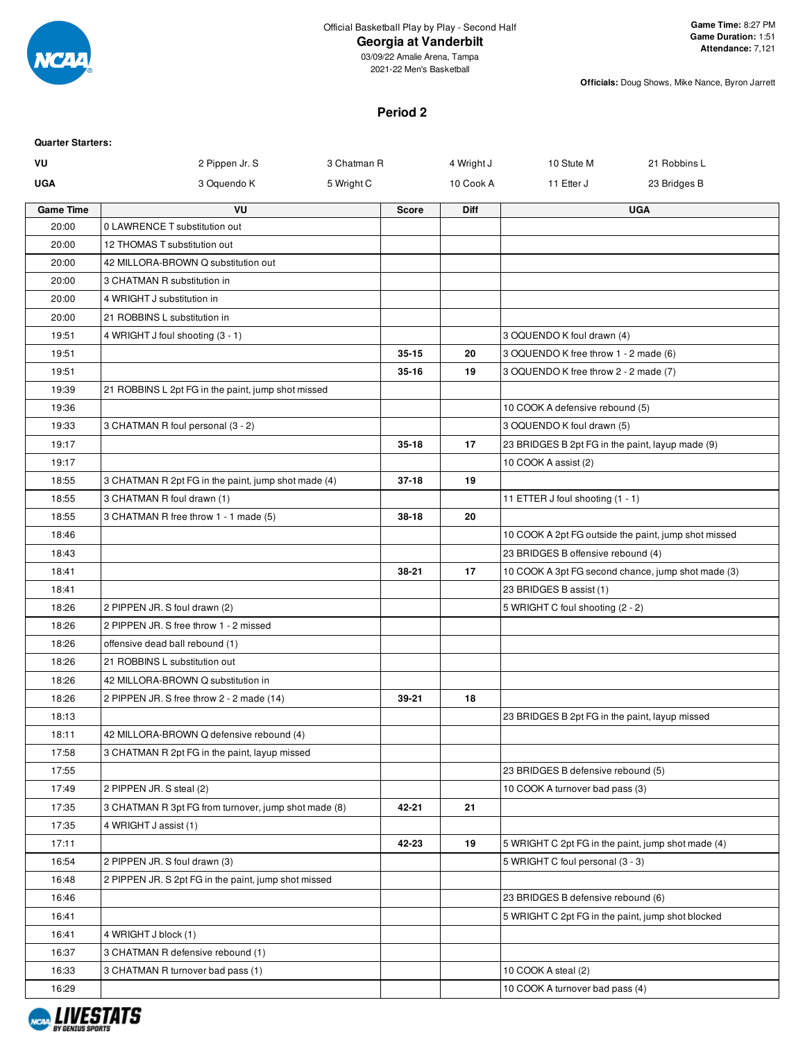Official Basketball Play by Play - Second Half

# Georgia at Vanderbilt

03/09/22 Amalie Arena, Tampa
2021-22 Men's Basketball

**Game Time:** 8:27 PM
**Game Duration:** 1:51
**Attendance:** 7,121

**Officials:** Doug Shows, Mike Nance, Byron Jarrett

## Period 2

**Quarter Starters:**

| | | | | | |
|---|---|---|---|---|---|
| **VU** | 2 Pippen Jr. S | 3 Chatman R | 4 Wright J | 10 Stute M | 21 Robbins L |
| **UGA** | 3 Oquendo K | 5 Wright C | 10 Cook A | 11 Etter J | 23 Bridges B |

| Game Time | VU | Score | Diff | UGA |
|---|---|---|---|---|
| 20:00 | 0 LAWRENCE T substitution out | | | |
| 20:00 | 12 THOMAS T substitution out | | | |
| 20:00 | 42 MILLORA-BROWN Q substitution out | | | |
| 20:00 | 3 CHATMAN R substitution in | | | |
| 20:00 | 4 WRIGHT J substitution in | | | |
| 20:00 | 21 ROBBINS L substitution in | | | |
| 19:51 | 4 WRIGHT J foul shooting (3 - 1) | | | 3 OQUENDO K foul drawn (4) |
| 19:51 | | 35-15 | 20 | 3 OQUENDO K free throw 1 - 2 made (6) |
| 19:51 | | 35-16 | 19 | 3 OQUENDO K free throw 2 - 2 made (7) |
| 19:39 | 21 ROBBINS L 2pt FG in the paint, jump shot missed | | | |
| 19:36 | | | | 10 COOK A defensive rebound (5) |
| 19:33 | 3 CHATMAN R foul personal (3 - 2) | | | 3 OQUENDO K foul drawn (5) |
| 19:17 | | 35-18 | 17 | 23 BRIDGES B 2pt FG in the paint, layup made (9) |
| 19:17 | | | | 10 COOK A assist (2) |
| 18:55 | 3 CHATMAN R 2pt FG in the paint, jump shot made (4) | 37-18 | 19 | |
| 18:55 | 3 CHATMAN R foul drawn (1) | | | 11 ETTER J foul shooting (1 - 1) |
| 18:55 | 3 CHATMAN R free throw 1 - 1 made (5) | 38-18 | 20 | |
| 18:46 | | | | 10 COOK A 2pt FG outside the paint, jump shot missed |
| 18:43 | | | | 23 BRIDGES B offensive rebound (4) |
| 18:41 | | 38-21 | 17 | 10 COOK A 3pt FG second chance, jump shot made (3) |
| 18:41 | | | | 23 BRIDGES B assist (1) |
| 18:26 | 2 PIPPEN JR. S foul drawn (2) | | | 5 WRIGHT C foul shooting (2 - 2) |
| 18:26 | 2 PIPPEN JR. S free throw 1 - 2 missed | | | |
| 18:26 | offensive dead ball rebound (1) | | | |
| 18:26 | 21 ROBBINS L substitution out | | | |
| 18:26 | 42 MILLORA-BROWN Q substitution in | | | |
| 18:26 | 2 PIPPEN JR. S free throw 2 - 2 made (14) | 39-21 | 18 | |
| 18:13 | | | | 23 BRIDGES B 2pt FG in the paint, layup missed |
| 18:11 | 42 MILLORA-BROWN Q defensive rebound (4) | | | |
| 17:58 | 3 CHATMAN R 2pt FG in the paint, layup missed | | | |
| 17:55 | | | | 23 BRIDGES B defensive rebound (5) |
| 17:49 | 2 PIPPEN JR. S steal (2) | | | 10 COOK A turnover bad pass (3) |
| 17:35 | 3 CHATMAN R 3pt FG from turnover, jump shot made (8) | 42-21 | 21 | |
| 17:35 | 4 WRIGHT J assist (1) | | | |
| 17:11 | | 42-23 | 19 | 5 WRIGHT C 2pt FG in the paint, jump shot made (4) |
| 16:54 | 2 PIPPEN JR. S foul drawn (3) | | | 5 WRIGHT C foul personal (3 - 3) |
| 16:48 | 2 PIPPEN JR. S 2pt FG in the paint, jump shot missed | | | |
| 16:46 | | | | 23 BRIDGES B defensive rebound (6) |
| 16:41 | | | | 5 WRIGHT C 2pt FG in the paint, jump shot blocked |
| 16:41 | 4 WRIGHT J block (1) | | | |
| 16:37 | 3 CHATMAN R defensive rebound (1) | | | |
| 16:33 | 3 CHATMAN R turnover bad pass (1) | | | 10 COOK A steal (2) |
| 16:29 | | | | 10 COOK A turnover bad pass (4) |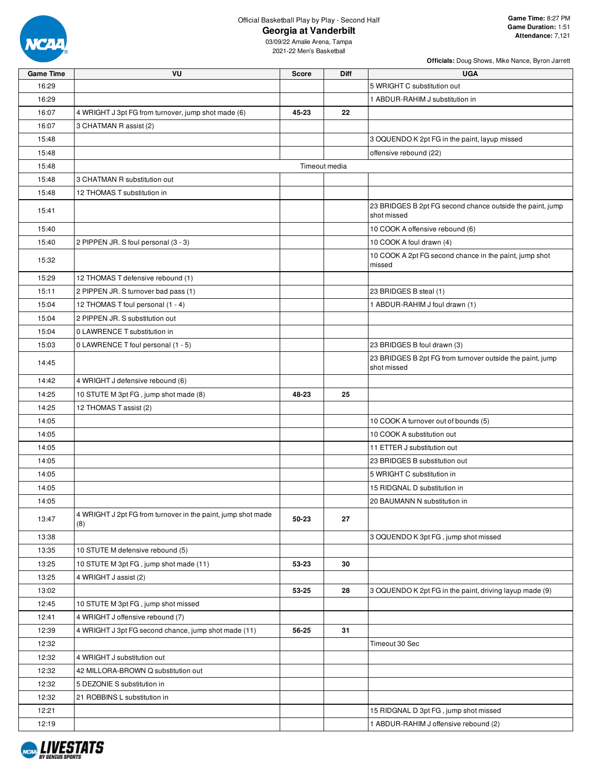Official Basketball Play by Play - Second Half

# Georgia at Vanderbilt

03/09/22 Amalie Arena, Tampa
2021-22 Men's Basketball

**Game Time:** 8:27 PM
**Game Duration:** 1:51
**Attendance:** 7,121

**Officials:** Doug Shows, Mike Nance, Byron Jarrett

| Game Time | VU | Score | Diff | UGA |
|---|---|---|---|---|
| 16:29 | | | | 5 WRIGHT C substitution out |
| 16:29 | | | | 1 ABDUR-RAHIM J substitution in |
| 16:07 | 4 WRIGHT J 3pt FG from turnover, jump shot made (6) | 45-23 | 22 | |
| 16:07 | 3 CHATMAN R assist (2) | | | |
| 15:48 | | | | 3 OQUENDO K 2pt FG in the paint, layup missed |
| 15:48 | | | | offensive rebound (22) |
| 15:48 | Timeout media | | | |
| 15:48 | 3 CHATMAN R substitution out | | | |
| 15:48 | 12 THOMAS T substitution in | | | |
| 15:41 | | | | 23 BRIDGES B 2pt FG second chance outside the paint, jump shot missed |
| 15:40 | | | | 10 COOK A offensive rebound (6) |
| 15:40 | 2 PIPPEN JR. S foul personal (3 - 3) | | | 10 COOK A foul drawn (4) |
| 15:32 | | | | 10 COOK A 2pt FG second chance in the paint, jump shot missed |
| 15:29 | 12 THOMAS T defensive rebound (1) | | | |
| 15:11 | 2 PIPPEN JR. S turnover bad pass (1) | | | 23 BRIDGES B steal (1) |
| 15:04 | 12 THOMAS T foul personal (1 - 4) | | | 1 ABDUR-RAHIM J foul drawn (1) |
| 15:04 | 2 PIPPEN JR. S substitution out | | | |
| 15:04 | 0 LAWRENCE T substitution in | | | |
| 15:03 | 0 LAWRENCE T foul personal (1 - 5) | | | 23 BRIDGES B foul drawn (3) |
| 14:45 | | | | 23 BRIDGES B 2pt FG from turnover outside the paint, jump shot missed |
| 14:42 | 4 WRIGHT J defensive rebound (6) | | | |
| 14:25 | 10 STUTE M 3pt FG , jump shot made (8) | 48-23 | 25 | |
| 14:25 | 12 THOMAS T assist (2) | | | |
| 14:05 | | | | 10 COOK A turnover out of bounds (5) |
| 14:05 | | | | 10 COOK A substitution out |
| 14:05 | | | | 11 ETTER J substitution out |
| 14:05 | | | | 23 BRIDGES B substitution out |
| 14:05 | | | | 5 WRIGHT C substitution in |
| 14:05 | | | | 15 RIDGNAL D substitution in |
| 14:05 | | | | 20 BAUMANN N substitution in |
| 13:47 | 4 WRIGHT J 2pt FG from turnover in the paint, jump shot made (8) | 50-23 | 27 | |
| 13:38 | | | | 3 OQUENDO K 3pt FG , jump shot missed |
| 13:35 | 10 STUTE M defensive rebound (5) | | | |
| 13:25 | 10 STUTE M 3pt FG , jump shot made (11) | 53-23 | 30 | |
| 13:25 | 4 WRIGHT J assist (2) | | | |
| 13:02 | | 53-25 | 28 | 3 OQUENDO K 2pt FG in the paint, driving layup made (9) |
| 12:45 | 10 STUTE M 3pt FG , jump shot missed | | | |
| 12:41 | 4 WRIGHT J offensive rebound (7) | | | |
| 12:39 | 4 WRIGHT J 3pt FG second chance, jump shot made (11) | 56-25 | 31 | |
| 12:32 | | | | Timeout 30 Sec |
| 12:32 | 4 WRIGHT J substitution out | | | |
| 12:32 | 42 MILLORA-BROWN Q substitution out | | | |
| 12:32 | 5 DEZONIE S substitution in | | | |
| 12:32 | 21 ROBBINS L substitution in | | | |
| 12:21 | | | | 15 RIDGNAL D 3pt FG , jump shot missed |
| 12:19 | | | | 1 ABDUR-RAHIM J offensive rebound (2) |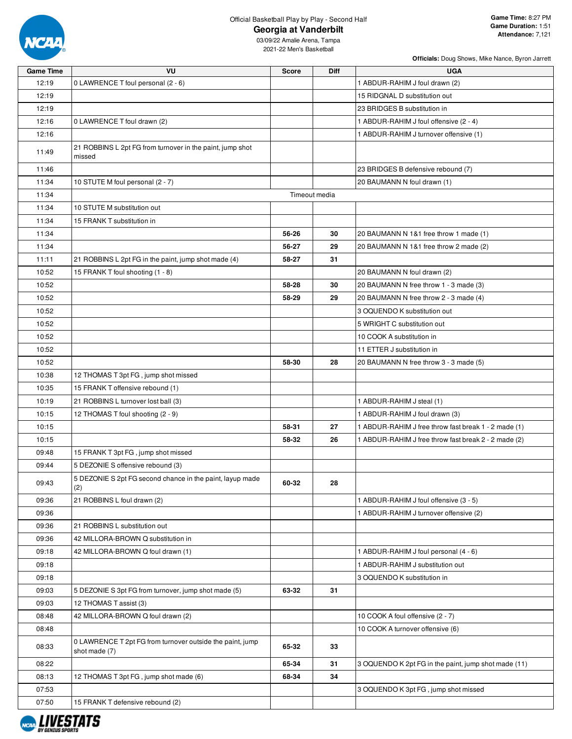Official Basketball Play by Play - Second Half

## Georgia at Vanderbilt

03/09/22 Amalie Arena, Tampa
2021-22 Men's Basketball

**Game Time:** 8:27 PM
**Game Duration:** 1:51
**Attendance:** 7,121

**Officials:** Doug Shows, Mike Nance, Byron Jarrett

| Game Time | VU | Score | Diff | UGA |
|---|---|---|---|---|
| 12:19 | 0 LAWRENCE T foul personal (2 - 6) | | | 1 ABDUR-RAHIM J foul drawn (2) |
| 12:19 | | | | 15 RIDGNAL D substitution out |
| 12:19 | | | | 23 BRIDGES B substitution in |
| 12:16 | 0 LAWRENCE T foul drawn (2) | | | 1 ABDUR-RAHIM J foul offensive (2 - 4) |
| 12:16 | | | | 1 ABDUR-RAHIM J turnover offensive (1) |
| 11:49 | 21 ROBBINS L 2pt FG from turnover in the paint, jump shot missed | | | |
| 11:46 | | | | 23 BRIDGES B defensive rebound (7) |
| 11:34 | 10 STUTE M foul personal (2 - 7) | | | 20 BAUMANN N foul drawn (1) |
| 11:34 | Timeout media | | | |
| 11:34 | 10 STUTE M substitution out | | | |
| 11:34 | 15 FRANK T substitution in | | | |
| 11:34 | | 56-26 | 30 | 20 BAUMANN N 1&1 free throw 1 made (1) |
| 11:34 | | 56-27 | 29 | 20 BAUMANN N 1&1 free throw 2 made (2) |
| 11:11 | 21 ROBBINS L 2pt FG in the paint, jump shot made (4) | 58-27 | 31 | |
| 10:52 | 15 FRANK T foul shooting (1 - 8) | | | 20 BAUMANN N foul drawn (2) |
| 10:52 | | 58-28 | 30 | 20 BAUMANN N free throw 1 - 3 made (3) |
| 10:52 | | 58-29 | 29 | 20 BAUMANN N free throw 2 - 3 made (4) |
| 10:52 | | | | 3 OQUENDO K substitution out |
| 10:52 | | | | 5 WRIGHT C substitution out |
| 10:52 | | | | 10 COOK A substitution in |
| 10:52 | | | | 11 ETTER J substitution in |
| 10:52 | | 58-30 | 28 | 20 BAUMANN N free throw 3 - 3 made (5) |
| 10:38 | 12 THOMAS T 3pt FG , jump shot missed | | | |
| 10:35 | 15 FRANK T offensive rebound (1) | | | |
| 10:19 | 21 ROBBINS L turnover lost ball (3) | | | 1 ABDUR-RAHIM J steal (1) |
| 10:15 | 12 THOMAS T foul shooting (2 - 9) | | | 1 ABDUR-RAHIM J foul drawn (3) |
| 10:15 | | 58-31 | 27 | 1 ABDUR-RAHIM J free throw fast break 1 - 2 made (1) |
| 10:15 | | 58-32 | 26 | 1 ABDUR-RAHIM J free throw fast break 2 - 2 made (2) |
| 09:48 | 15 FRANK T 3pt FG , jump shot missed | | | |
| 09:44 | 5 DEZONIE S offensive rebound (3) | | | |
| 09:43 | 5 DEZONIE S 2pt FG second chance in the paint, layup made (2) | 60-32 | 28 | |
| 09:36 | 21 ROBBINS L foul drawn (2) | | | 1 ABDUR-RAHIM J foul offensive (3 - 5) |
| 09:36 | | | | 1 ABDUR-RAHIM J turnover offensive (2) |
| 09:36 | 21 ROBBINS L substitution out | | | |
| 09:36 | 42 MILLORA-BROWN Q substitution in | | | |
| 09:18 | 42 MILLORA-BROWN Q foul drawn (1) | | | 1 ABDUR-RAHIM J foul personal (4 - 6) |
| 09:18 | | | | 1 ABDUR-RAHIM J substitution out |
| 09:18 | | | | 3 OQUENDO K substitution in |
| 09:03 | 5 DEZONIE S 3pt FG from turnover, jump shot made (5) | 63-32 | 31 | |
| 09:03 | 12 THOMAS T assist (3) | | | |
| 08:48 | 42 MILLORA-BROWN Q foul drawn (2) | | | 10 COOK A foul offensive (2 - 7) |
| 08:48 | | | | 10 COOK A turnover offensive (6) |
| 08:33 | 0 LAWRENCE T 2pt FG from turnover outside the paint, jump shot made (7) | 65-32 | 33 | |
| 08:22 | | 65-34 | 31 | 3 OQUENDO K 2pt FG in the paint, jump shot made (11) |
| 08:13 | 12 THOMAS T 3pt FG , jump shot made (6) | 68-34 | 34 | |
| 07:53 | | | | 3 OQUENDO K 3pt FG , jump shot missed |
| 07:50 | 15 FRANK T defensive rebound (2) | | | |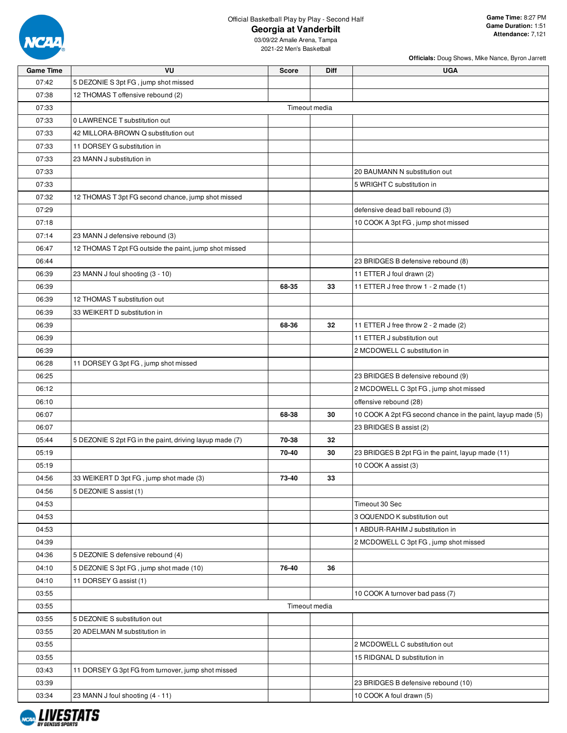Official Basketball Play by Play - Second Half

# Georgia at Vanderbilt

03/09/22 Amalie Arena, Tampa
2021-22 Men's Basketball

**Game Time:** 8:27 PM
**Game Duration:** 1:51
**Attendance:** 7,121

**Officials:** Doug Shows, Mike Nance, Byron Jarrett

| Game Time | VU | Score | Diff | UGA |
|---|---|---|---|---|
| 07:42 | 5 DEZONIE S 3pt FG , jump shot missed | | | |
| 07:38 | 12 THOMAS T offensive rebound (2) | | | |
| 07:33 | Timeout media | | | |
| 07:33 | 0 LAWRENCE T substitution out | | | |
| 07:33 | 42 MILLORA-BROWN Q substitution out | | | |
| 07:33 | 11 DORSEY G substitution in | | | |
| 07:33 | 23 MANN J substitution in | | | |
| 07:33 | | | | 20 BAUMANN N substitution out |
| 07:33 | | | | 5 WRIGHT C substitution in |
| 07:32 | 12 THOMAS T 3pt FG second chance, jump shot missed | | | |
| 07:29 | | | | defensive dead ball rebound (3) |
| 07:18 | | | | 10 COOK A 3pt FG , jump shot missed |
| 07:14 | 23 MANN J defensive rebound (3) | | | |
| 06:47 | 12 THOMAS T 2pt FG outside the paint, jump shot missed | | | |
| 06:44 | | | | 23 BRIDGES B defensive rebound (8) |
| 06:39 | 23 MANN J foul shooting (3 - 10) | | | 11 ETTER J foul drawn (2) |
| 06:39 | | 68-35 | 33 | 11 ETTER J free throw 1 - 2 made (1) |
| 06:39 | 12 THOMAS T substitution out | | | |
| 06:39 | 33 WEIKERT D substitution in | | | |
| 06:39 | | 68-36 | 32 | 11 ETTER J free throw 2 - 2 made (2) |
| 06:39 | | | | 11 ETTER J substitution out |
| 06:39 | | | | 2 MCDOWELL C substitution in |
| 06:28 | 11 DORSEY G 3pt FG , jump shot missed | | | |
| 06:25 | | | | 23 BRIDGES B defensive rebound (9) |
| 06:12 | | | | 2 MCDOWELL C 3pt FG , jump shot missed |
| 06:10 | | | | offensive rebound (28) |
| 06:07 | | 68-38 | 30 | 10 COOK A 2pt FG second chance in the paint, layup made (5) |
| 06:07 | | | | 23 BRIDGES B assist (2) |
| 05:44 | 5 DEZONIE S 2pt FG in the paint, driving layup made (7) | 70-38 | 32 | |
| 05:19 | | 70-40 | 30 | 23 BRIDGES B 2pt FG in the paint, layup made (11) |
| 05:19 | | | | 10 COOK A assist (3) |
| 04:56 | 33 WEIKERT D 3pt FG , jump shot made (3) | 73-40 | 33 | |
| 04:56 | 5 DEZONIE S assist (1) | | | |
| 04:53 | | | | Timeout 30 Sec |
| 04:53 | | | | 3 OQUENDO K substitution out |
| 04:53 | | | | 1 ABDUR-RAHIM J substitution in |
| 04:39 | | | | 2 MCDOWELL C 3pt FG , jump shot missed |
| 04:36 | 5 DEZONIE S defensive rebound (4) | | | |
| 04:10 | 5 DEZONIE S 3pt FG , jump shot made (10) | 76-40 | 36 | |
| 04:10 | 11 DORSEY G assist (1) | | | |
| 03:55 | | | | 10 COOK A turnover bad pass (7) |
| 03:55 | Timeout media | | | |
| 03:55 | 5 DEZONIE S substitution out | | | |
| 03:55 | 20 ADELMAN M substitution in | | | |
| 03:55 | | | | 2 MCDOWELL C substitution out |
| 03:55 | | | | 15 RIDGNAL D substitution in |
| 03:43 | 11 DORSEY G 3pt FG from turnover, jump shot missed | | | |
| 03:39 | | | | 23 BRIDGES B defensive rebound (10) |
| 03:34 | 23 MANN J foul shooting (4 - 11) | | | 10 COOK A foul drawn (5) |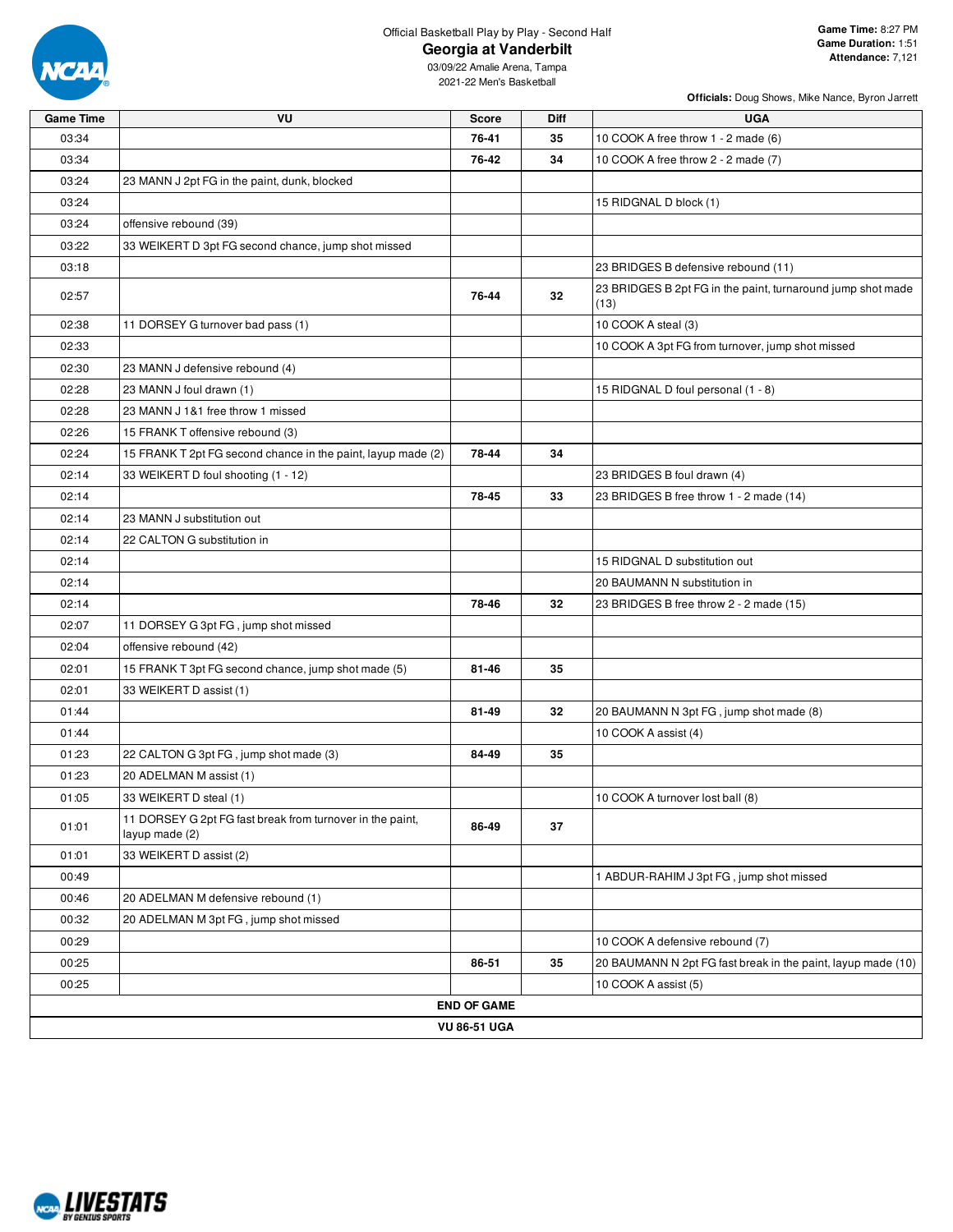Official Basketball Play by Play - Second Half

# Georgia at Vanderbilt

03/09/22 Amalie Arena, Tampa
2021-22 Men's Basketball

**Game Time:** 8:27 PM
**Game Duration:** 1:51
**Attendance:** 7,121

**Officials:** Doug Shows, Mike Nance, Byron Jarrett

| Game Time | VU | Score | Diff | UGA |
|---|---|---|---|---|
| 03:34 | | 76-41 | 35 | 10 COOK A free throw 1 - 2 made (6) |
| 03:34 | | 76-42 | 34 | 10 COOK A free throw 2 - 2 made (7) |
| 03:24 | 23 MANN J 2pt FG in the paint, dunk, blocked | | | |
| 03:24 | | | | 15 RIDGNAL D block (1) |
| 03:24 | offensive rebound (39) | | | |
| 03:22 | 33 WEIKERT D 3pt FG second chance, jump shot missed | | | |
| 03:18 | | | | 23 BRIDGES B defensive rebound (11) |
| 02:57 | | 76-44 | 32 | 23 BRIDGES B 2pt FG in the paint, turnaround jump shot made (13) |
| 02:38 | 11 DORSEY G turnover bad pass (1) | | | 10 COOK A steal (3) |
| 02:33 | | | | 10 COOK A 3pt FG from turnover, jump shot missed |
| 02:30 | 23 MANN J defensive rebound (4) | | | |
| 02:28 | 23 MANN J foul drawn (1) | | | 15 RIDGNAL D foul personal (1 - 8) |
| 02:28 | 23 MANN J 1&1 free throw 1 missed | | | |
| 02:26 | 15 FRANK T offensive rebound (3) | | | |
| 02:24 | 15 FRANK T 2pt FG second chance in the paint, layup made (2) | 78-44 | 34 | |
| 02:14 | 33 WEIKERT D foul shooting (1 - 12) | | | 23 BRIDGES B foul drawn (4) |
| 02:14 | | 78-45 | 33 | 23 BRIDGES B free throw 1 - 2 made (14) |
| 02:14 | 23 MANN J substitution out | | | |
| 02:14 | 22 CALTON G substitution in | | | |
| 02:14 | | | | 15 RIDGNAL D substitution out |
| 02:14 | | | | 20 BAUMANN N substitution in |
| 02:14 | | 78-46 | 32 | 23 BRIDGES B free throw 2 - 2 made (15) |
| 02:07 | 11 DORSEY G 3pt FG , jump shot missed | | | |
| 02:04 | offensive rebound (42) | | | |
| 02:01 | 15 FRANK T 3pt FG second chance, jump shot made (5) | 81-46 | 35 | |
| 02:01 | 33 WEIKERT D assist (1) | | | |
| 01:44 | | 81-49 | 32 | 20 BAUMANN N 3pt FG , jump shot made (8) |
| 01:44 | | | | 10 COOK A assist (4) |
| 01:23 | 22 CALTON G 3pt FG , jump shot made (3) | 84-49 | 35 | |
| 01:23 | 20 ADELMAN M assist (1) | | | |
| 01:05 | 33 WEIKERT D steal (1) | | | 10 COOK A turnover lost ball (8) |
| 01:01 | 11 DORSEY G 2pt FG fast break from turnover in the paint, layup made (2) | 86-49 | 37 | |
| 01:01 | 33 WEIKERT D assist (2) | | | |
| 00:49 | | | | 1 ABDUR-RAHIM J 3pt FG , jump shot missed |
| 00:46 | 20 ADELMAN M defensive rebound (1) | | | |
| 00:32 | 20 ADELMAN M 3pt FG , jump shot missed | | | |
| 00:29 | | | | 10 COOK A defensive rebound (7) |
| 00:25 | | 86-51 | 35 | 20 BAUMANN N 2pt FG fast break in the paint, layup made (10) |
| 00:25 | | | | 10 COOK A assist (5) |
| END OF GAME | | | | |
| VU 86-51 UGA | | | | |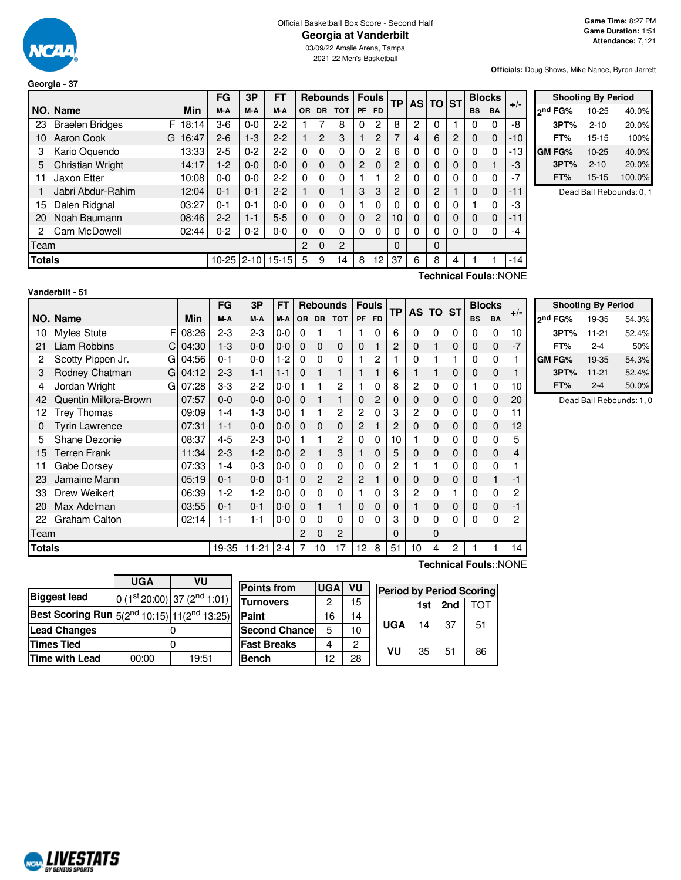Official Basketball Box Score - Second Half

# Georgia at Vanderbilt

03/09/22 Amalie Arena, Tampa
2021-22 Men's Basketball

**Game Time:** 8:27 PM
**Game Duration:** 1:51
**Attendance:** 7,121

**Officials:** Doug Shows, Mike Nance, Byron Jarrett

## Georgia - 37

| NO. | Name | | Min | FG M-A | 3P M-A | FT M-A | OR | DR | TOT | PF | FD | TP | AS | TO | ST | BS | BA | +/- |
|---|---|---|---|---|---|---|---|---|---|---|---|---|---|---|---|---|---|---|
| 23 | Braelen Bridges | F | 18:14 | 3-6 | 0-0 | 2-2 | 1 | 7 | 8 | 0 | 2 | 8 | 2 | 0 | 1 | 0 | 0 | -8 |
| 10 | Aaron Cook | G | 16:47 | 2-6 | 1-3 | 2-2 | 1 | 2 | 3 | 1 | 2 | 7 | 4 | 6 | 2 | 0 | 0 | -10 |
| 3 | Kario Oquendo | | 13:33 | 2-5 | 0-2 | 2-2 | 0 | 0 | 0 | 0 | 2 | 6 | 0 | 0 | 0 | 0 | 0 | -13 |
| 5 | Christian Wright | | 14:17 | 1-2 | 0-0 | 0-0 | 0 | 0 | 0 | 2 | 0 | 2 | 0 | 0 | 0 | 0 | 1 | -3 |
| 11 | Jaxon Etter | | 10:08 | 0-0 | 0-0 | 2-2 | 0 | 0 | 0 | 1 | 1 | 2 | 0 | 0 | 0 | 0 | 0 | -7 |
| 1 | Jabri Abdur-Rahim | | 12:04 | 0-1 | 0-1 | 2-2 | 1 | 0 | 1 | 3 | 3 | 2 | 0 | 2 | 1 | 0 | 0 | -11 |
| 15 | Dalen Ridgnal | | 03:27 | 0-1 | 0-1 | 0-0 | 0 | 0 | 0 | 1 | 0 | 0 | 0 | 0 | 0 | 1 | 0 | -3 |
| 20 | Noah Baumann | | 08:46 | 2-2 | 1-1 | 5-5 | 0 | 0 | 0 | 0 | 2 | 10 | 0 | 0 | 0 | 0 | 0 | -11 |
| 2 | Cam McDowell | | 02:44 | 0-2 | 0-2 | 0-0 | 0 | 0 | 0 | 0 | 0 | 0 | 0 | 0 | 0 | 0 | 0 | -4 |
| | Team | | | | | | 2 | 0 | 2 | | | 0 | | 0 | | | | |
| | **Totals** | | | 10-25 | 2-10 | 15-15 | 5 | 9 | 14 | 8 | 12 | 37 | 6 | 8 | 4 | 1 | 1 | -14 |

**Technical Fouls:**:NONE

| Shooting By Period | | |
|---|---|---|
| 2nd FG% | 10-25 | 40.0% |
| 3PT% | 2-10 | 20.0% |
| FT% | 15-15 | 100% |
| GM FG% | 10-25 | 40.0% |
| 3PT% | 2-10 | 20.0% |
| FT% | 15-15 | 100.0% |

Dead Ball Rebounds: 0, 1

## Vanderbilt - 51

| NO. | Name | | Min | FG M-A | 3P M-A | FT M-A | OR | DR | TOT | PF | FD | TP | AS | TO | ST | BS | BA | +/- |
|---|---|---|---|---|---|---|---|---|---|---|---|---|---|---|---|---|---|---|
| 10 | Myles Stute | F | 08:26 | 2-3 | 2-3 | 0-0 | 0 | 1 | 1 | 1 | 0 | 6 | 0 | 0 | 0 | 0 | 0 | 10 |
| 21 | Liam Robbins | C | 04:30 | 1-3 | 0-0 | 0-0 | 0 | 0 | 0 | 0 | 1 | 2 | 0 | 1 | 0 | 0 | 0 | -7 |
| 2 | Scotty Pippen Jr. | G | 04:56 | 0-1 | 0-0 | 1-2 | 0 | 0 | 0 | 1 | 2 | 1 | 0 | 1 | 1 | 0 | 0 | 1 |
| 3 | Rodney Chatman | G | 04:12 | 2-3 | 1-1 | 1-1 | 0 | 1 | 1 | 1 | 1 | 6 | 1 | 1 | 0 | 0 | 0 | 1 |
| 4 | Jordan Wright | G | 07:28 | 3-3 | 2-2 | 0-0 | 1 | 1 | 2 | 1 | 0 | 8 | 2 | 0 | 0 | 1 | 0 | 10 |
| 42 | Quentin Millora-Brown | | 07:57 | 0-0 | 0-0 | 0-0 | 0 | 1 | 1 | 0 | 2 | 0 | 0 | 0 | 0 | 0 | 0 | 20 |
| 12 | Trey Thomas | | 09:09 | 1-4 | 1-3 | 0-0 | 1 | 1 | 2 | 2 | 0 | 3 | 2 | 0 | 0 | 0 | 0 | 11 |
| 0 | Tyrin Lawrence | | 07:31 | 1-1 | 0-0 | 0-0 | 0 | 0 | 0 | 2 | 1 | 2 | 0 | 0 | 0 | 0 | 0 | 12 |
| 5 | Shane Dezonie | | 08:37 | 4-5 | 2-3 | 0-0 | 1 | 1 | 2 | 0 | 0 | 10 | 1 | 0 | 0 | 0 | 0 | 5 |
| 15 | Terren Frank | | 11:34 | 2-3 | 1-2 | 0-0 | 2 | 1 | 3 | 1 | 0 | 5 | 0 | 0 | 0 | 0 | 0 | 4 |
| 11 | Gabe Dorsey | | 07:33 | 1-4 | 0-3 | 0-0 | 0 | 0 | 0 | 0 | 0 | 2 | 1 | 1 | 0 | 0 | 0 | 1 |
| 23 | Jamaine Mann | | 05:19 | 0-1 | 0-0 | 0-1 | 0 | 2 | 2 | 2 | 1 | 0 | 0 | 0 | 0 | 0 | 1 | -1 |
| 33 | Drew Weikert | | 06:39 | 1-2 | 1-2 | 0-0 | 0 | 0 | 0 | 1 | 0 | 3 | 2 | 0 | 1 | 0 | 0 | 2 |
| 20 | Max Adelman | | 03:55 | 0-1 | 0-1 | 0-0 | 0 | 1 | 1 | 0 | 0 | 0 | 1 | 0 | 0 | 0 | 0 | -1 |
| 22 | Graham Calton | | 02:14 | 1-1 | 1-1 | 0-0 | 0 | 0 | 0 | 0 | 0 | 3 | 0 | 0 | 0 | 0 | 0 | 2 |
| | Team | | | | | | 2 | 0 | 2 | | | 0 | | 0 | | | | |
| | **Totals** | | | 19-35 | 11-21 | 2-4 | 7 | 10 | 17 | 12 | 8 | 51 | 10 | 4 | 2 | 1 | 1 | 14 |

**Technical Fouls:**:NONE

| Shooting By Period | | |
|---|---|---|
| 2nd FG% | 19-35 | 54.3% |
| 3PT% | 11-21 | 52.4% |
| FT% | 2-4 | 50% |
| GM FG% | 19-35 | 54.3% |
| 3PT% | 11-21 | 52.4% |
| FT% | 2-4 | 50.0% |

Dead Ball Rebounds: 1, 0

| | UGA | VU |
|---|---|---|
| **Biggest lead** | 0 (1st 20:00) | 37 (2nd 1:01) |
| **Best Scoring Run** | 5(2nd 10:15) | 11(2nd 13:25) |
| **Lead Changes** | 0 | |
| **Times Tied** | 0 | |
| **Time with Lead** | 00:00 | 19:51 |

| Points from | UGA | VU |
|---|---|---|
| Turnovers | 2 | 15 |
| Paint | 16 | 14 |
| Second Chance | 5 | 10 |
| Fast Breaks | 4 | 2 |
| Bench | 12 | 28 |

| Period by Period Scoring | 1st | 2nd | TOT |
|---|---|---|---|
| UGA | 14 | 37 | 51 |
| VU | 35 | 51 | 86 |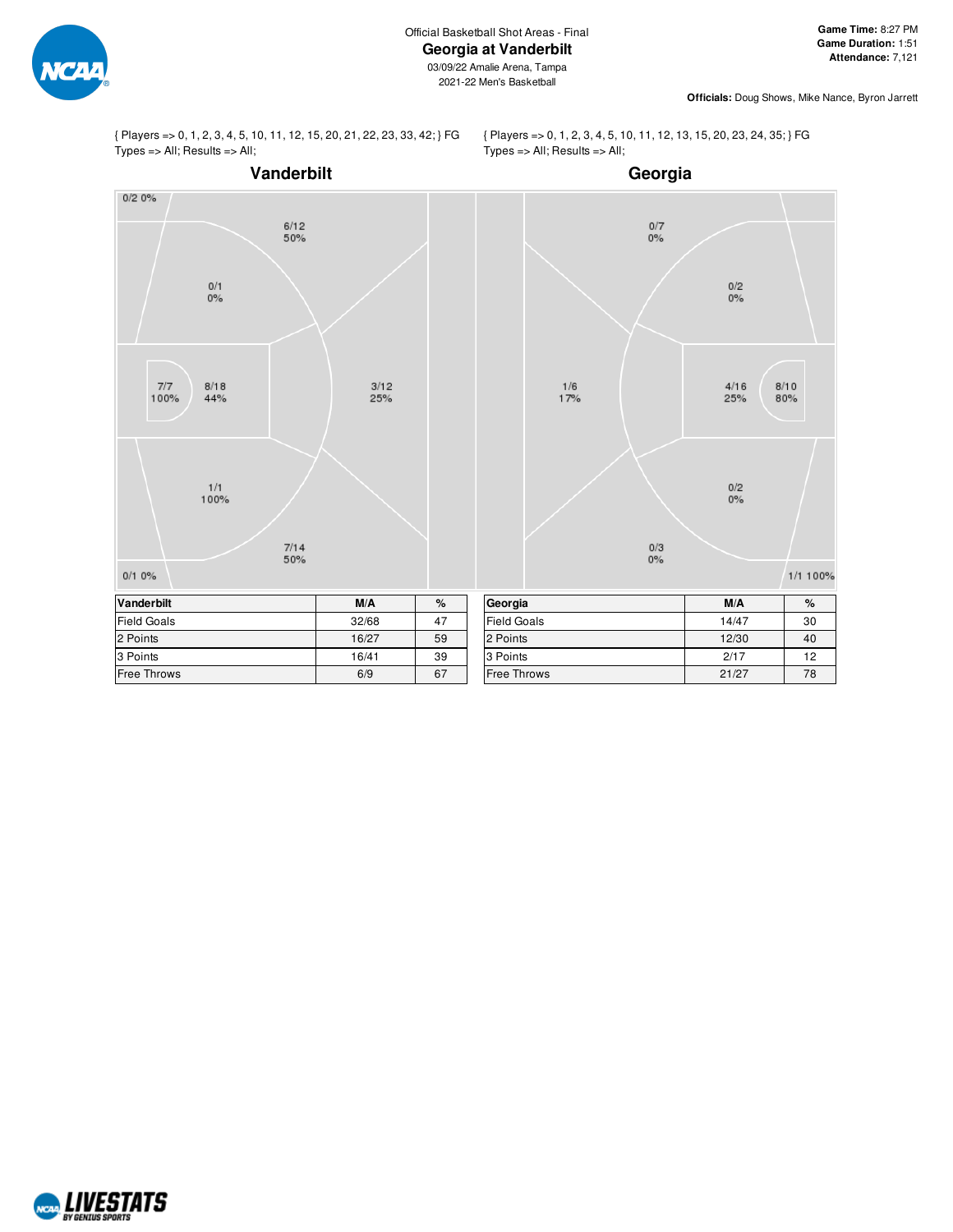Official Basketball Shot Areas - Final

# Georgia at Vanderbilt

03/09/22 Amalie Arena, Tampa
2021-22 Men's Basketball

**Game Time:** 8:27 PM
**Game Duration:** 1:51
**Attendance:** 7,121

**Officials:** Doug Shows, Mike Nance, Byron Jarrett

{ Players => 0, 1, 2, 3, 4, 5, 10, 11, 12, 15, 20, 21, 22, 23, 33, 42; } FG Types => All; Results => All;

## Vanderbilt

0/2 0%
6/12 50%
0/1 0%
7/7 100%
8/18 44%
3/12 25%
1/1 100%
7/14 50%
0/1 0%

{ Players => 0, 1, 2, 3, 4, 5, 10, 11, 12, 13, 15, 20, 23, 24, 35; } FG Types => All; Results => All;

## Georgia

0/7 0%
0/2 0%
1/6 17%
4/16 25%
8/10 80%
0/2 0%
0/3 0%
1/1 100%

| Vanderbilt | M/A | % |
|---|---|---|
| Field Goals | 32/68 | 47 |
| 2 Points | 16/27 | 59 |
| 3 Points | 16/41 | 39 |
| Free Throws | 6/9 | 67 |

| Georgia | M/A | % |
|---|---|---|
| Field Goals | 14/47 | 30 |
| 2 Points | 12/30 | 40 |
| 3 Points | 2/17 | 12 |
| Free Throws | 21/27 | 78 |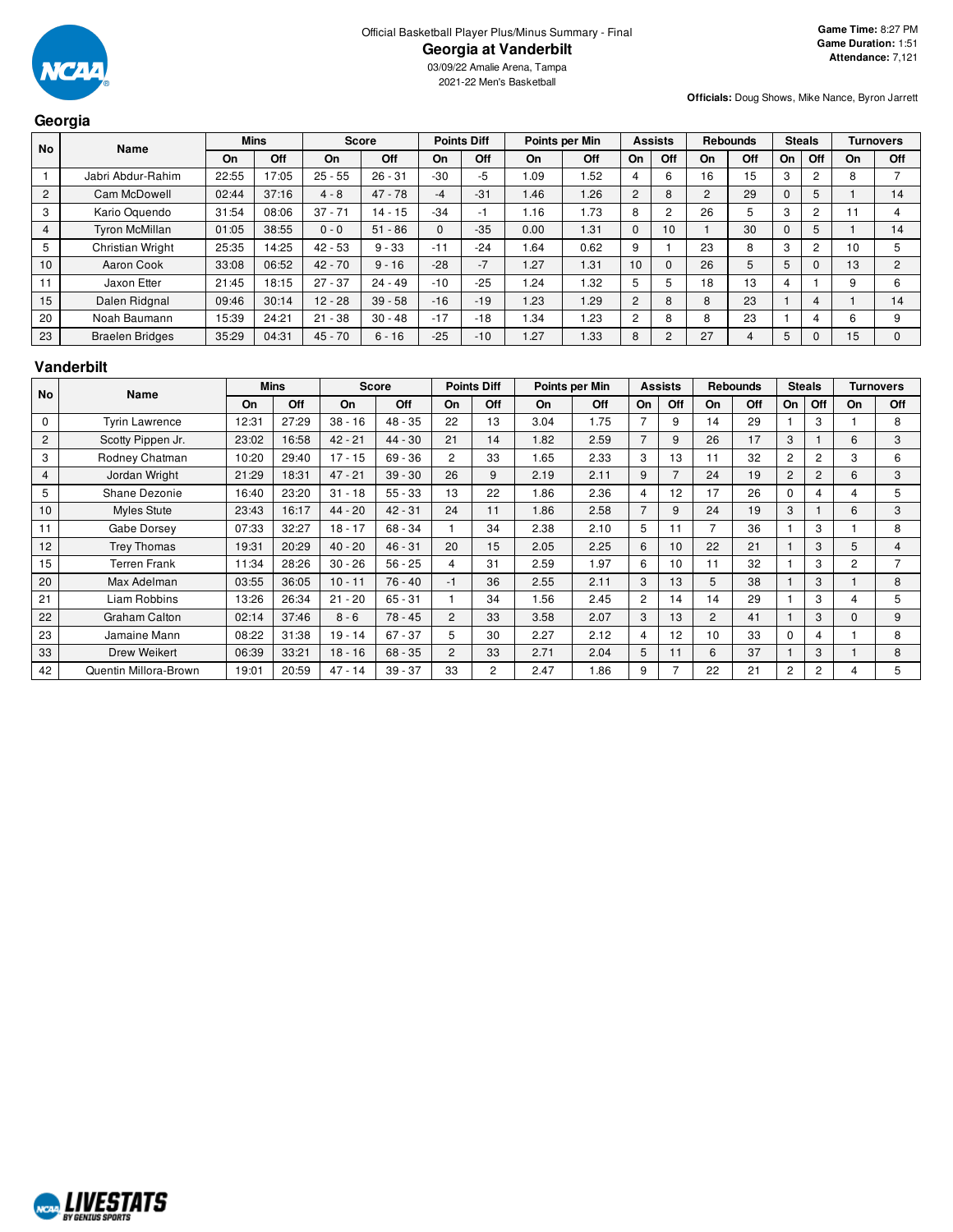Official Basketball Player Plus/Minus Summary - Final

# Georgia at Vanderbilt

03/09/22 Amalie Arena, Tampa

2021-22 Men's Basketball

**Game Time:** 8:27 PM
**Game Duration:** 1:51
**Attendance:** 7,121

**Officials:** Doug Shows, Mike Nance, Byron Jarrett

## Georgia

| No | Name | Mins | | Score | | Points Diff | | Points per Min | | Assists | | Rebounds | | Steals | | Turnovers | |
|---|---|---|---|---|---|---|---|---|---|---|---|---|---|---|---|---|---|
| | | On | Off | On | Off | On | Off | On | Off | On | Off | On | Off | On | Off | On | Off |
| 1 | Jabri Abdur-Rahim | 22:55 | 17:05 | 25 - 55 | 26 - 31 | -30 | -5 | 1.09 | 1.52 | 4 | 6 | 16 | 15 | 3 | 2 | 8 | 7 |
| 2 | Cam McDowell | 02:44 | 37:16 | 4 - 8 | 47 - 78 | -4 | -31 | 1.46 | 1.26 | 2 | 8 | 2 | 29 | 0 | 5 | 1 | 14 |
| 3 | Kario Oquendo | 31:54 | 08:06 | 37 - 71 | 14 - 15 | -34 | -1 | 1.16 | 1.73 | 8 | 2 | 26 | 5 | 3 | 2 | 11 | 4 |
| 4 | Tyron McMillan | 01:05 | 38:55 | 0 - 0 | 51 - 86 | 0 | -35 | 0.00 | 1.31 | 0 | 10 | 1 | 30 | 0 | 5 | 1 | 14 |
| 5 | Christian Wright | 25:35 | 14:25 | 42 - 53 | 9 - 33 | -11 | -24 | 1.64 | 0.62 | 9 | 1 | 23 | 8 | 3 | 2 | 10 | 5 |
| 10 | Aaron Cook | 33:08 | 06:52 | 42 - 70 | 9 - 16 | -28 | -7 | 1.27 | 1.31 | 10 | 0 | 26 | 5 | 5 | 0 | 13 | 2 |
| 11 | Jaxon Etter | 21:45 | 18:15 | 27 - 37 | 24 - 49 | -10 | -25 | 1.24 | 1.32 | 5 | 5 | 18 | 13 | 4 | 1 | 9 | 6 |
| 15 | Dalen Ridgnal | 09:46 | 30:14 | 12 - 28 | 39 - 58 | -16 | -19 | 1.23 | 1.29 | 2 | 8 | 8 | 23 | 1 | 4 | 1 | 14 |
| 20 | Noah Baumann | 15:39 | 24:21 | 21 - 38 | 30 - 48 | -17 | -18 | 1.34 | 1.23 | 2 | 8 | 8 | 23 | 1 | 4 | 6 | 9 |
| 23 | Braelen Bridges | 35:29 | 04:31 | 45 - 70 | 6 - 16 | -25 | -10 | 1.27 | 1.33 | 8 | 2 | 27 | 4 | 5 | 0 | 15 | 0 |

## Vanderbilt

| No | Name | Mins | | Score | | Points Diff | | Points per Min | | Assists | | Rebounds | | Steals | | Turnovers | |
|---|---|---|---|---|---|---|---|---|---|---|---|---|---|---|---|---|---|
| | | On | Off | On | Off | On | Off | On | Off | On | Off | On | Off | On | Off | On | Off |
| 0 | Tyrin Lawrence | 12:31 | 27:29 | 38 - 16 | 48 - 35 | 22 | 13 | 3.04 | 1.75 | 7 | 9 | 14 | 29 | 1 | 3 | 1 | 8 |
| 2 | Scotty Pippen Jr. | 23:02 | 16:58 | 42 - 21 | 44 - 30 | 21 | 14 | 1.82 | 2.59 | 7 | 9 | 26 | 17 | 3 | 1 | 6 | 3 |
| 3 | Rodney Chatman | 10:20 | 29:40 | 17 - 15 | 69 - 36 | 2 | 33 | 1.65 | 2.33 | 3 | 13 | 11 | 32 | 2 | 2 | 3 | 6 |
| 4 | Jordan Wright | 21:29 | 18:31 | 47 - 21 | 39 - 30 | 26 | 9 | 2.19 | 2.11 | 9 | 7 | 24 | 19 | 2 | 2 | 6 | 3 |
| 5 | Shane Dezonie | 16:40 | 23:20 | 31 - 18 | 55 - 33 | 13 | 22 | 1.86 | 2.36 | 4 | 12 | 17 | 26 | 0 | 4 | 4 | 5 |
| 10 | Myles Stute | 23:43 | 16:17 | 44 - 20 | 42 - 31 | 24 | 11 | 1.86 | 2.58 | 7 | 9 | 24 | 19 | 3 | 1 | 6 | 3 |
| 11 | Gabe Dorsey | 07:33 | 32:27 | 18 - 17 | 68 - 34 | 1 | 34 | 2.38 | 2.10 | 5 | 11 | 7 | 36 | 1 | 3 | 1 | 8 |
| 12 | Trey Thomas | 19:31 | 20:29 | 40 - 20 | 46 - 31 | 20 | 15 | 2.05 | 2.25 | 6 | 10 | 22 | 21 | 1 | 3 | 5 | 4 |
| 15 | Terren Frank | 11:34 | 28:26 | 30 - 26 | 56 - 25 | 4 | 31 | 2.59 | 1.97 | 6 | 10 | 11 | 32 | 1 | 3 | 2 | 7 |
| 20 | Max Adelman | 03:55 | 36:05 | 10 - 11 | 76 - 40 | -1 | 36 | 2.55 | 2.11 | 3 | 13 | 5 | 38 | 1 | 3 | 1 | 8 |
| 21 | Liam Robbins | 13:26 | 26:34 | 21 - 20 | 65 - 31 | 1 | 34 | 1.56 | 2.45 | 2 | 14 | 14 | 29 | 1 | 3 | 4 | 5 |
| 22 | Graham Calton | 02:14 | 37:46 | 8 - 6 | 78 - 45 | 2 | 33 | 3.58 | 2.07 | 3 | 13 | 2 | 41 | 1 | 3 | 0 | 9 |
| 23 | Jamaine Mann | 08:22 | 31:38 | 19 - 14 | 67 - 37 | 5 | 30 | 2.27 | 2.12 | 4 | 12 | 10 | 33 | 0 | 4 | 1 | 8 |
| 33 | Drew Weikert | 06:39 | 33:21 | 18 - 16 | 68 - 35 | 2 | 33 | 2.71 | 2.04 | 5 | 11 | 6 | 37 | 1 | 3 | 1 | 8 |
| 42 | Quentin Millora-Brown | 19:01 | 20:59 | 47 - 14 | 39 - 37 | 33 | 2 | 2.47 | 1.86 | 9 | 7 | 22 | 21 | 2 | 2 | 4 | 5 |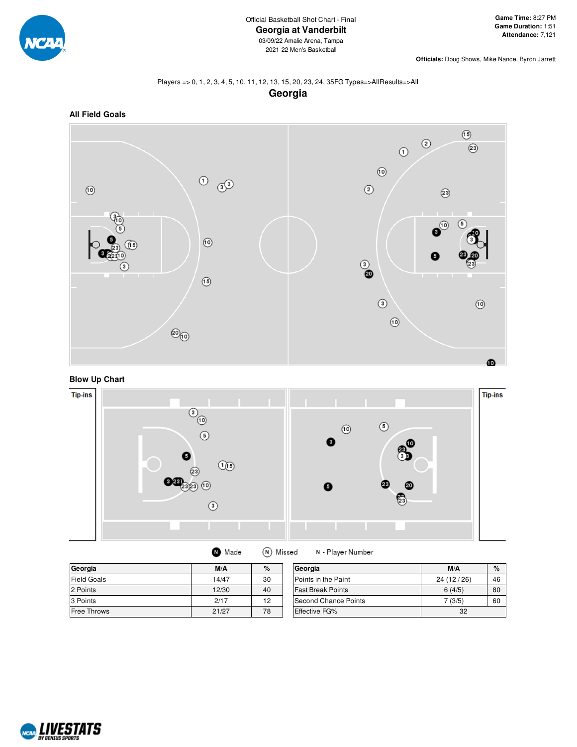Official Basketball Shot Chart - Final

# Georgia at Vanderbilt

03/09/22 Amalie Arena, Tampa

2021-22 Men's Basketball

**Game Time:** 8:27 PM
**Game Duration:** 1:51
**Attendance:** 7,121

**Officials:** Doug Shows, Mike Nance, Byron Jarrett

Players => 0, 1, 2, 3, 4, 5, 10, 11, 12, 13, 15, 20, 23, 24, 35FG Types=>AllResults=>All

## Georgia

### All Field Goals

### Blow Up Chart

Tip-ins

Tip-ins

Made   Missed   N - Player Number

| Georgia | M/A | % |
|---|---|---|
| Field Goals | 14/47 | 30 |
| 2 Points | 12/30 | 40 |
| 3 Points | 2/17 | 12 |
| Free Throws | 21/27 | 78 |

| Georgia | M/A | % |
|---|---|---|
| Points in the Paint | 24 (12 / 26) | 46 |
| Fast Break Points | 6 (4/5) | 80 |
| Second Chance Points | 7 (3/5) | 60 |
| Effective FG% | 32 | |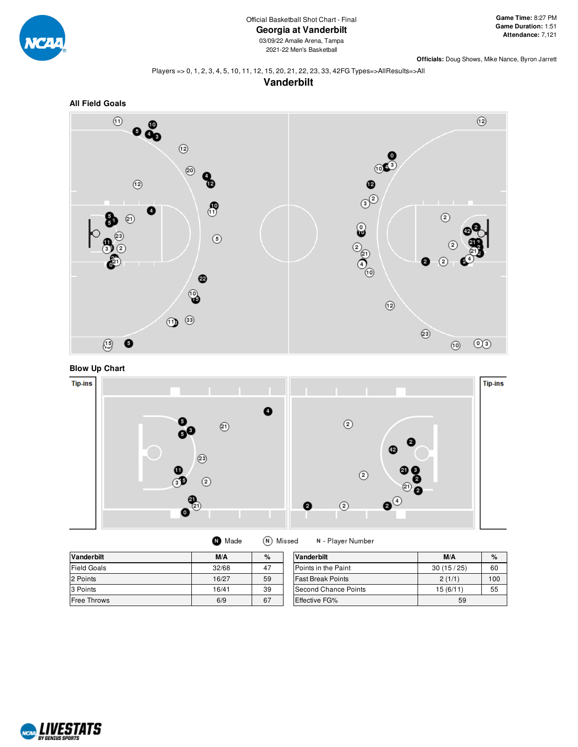Official Basketball Shot Chart - Final

# Georgia at Vanderbilt

03/09/22 Amalie Arena, Tampa

2021-22 Men's Basketball

**Game Time:** 8:27 PM
**Game Duration:** 1:51
**Attendance:** 7,121

**Officials:** Doug Shows, Mike Nance, Byron Jarrett

Players => 0, 1, 2, 3, 4, 5, 10, 11, 12, 15, 20, 21, 22, 23, 33, 42FG Types=>AllResults=>All

## Vanderbilt

### All Field Goals

### Blow Up Chart

Tip-ins

Tip-ins

Made    Missed    N - Player Number

| Vanderbilt | M/A | % |
|---|---|---|
| Field Goals | 32/68 | 47 |
| 2 Points | 16/27 | 59 |
| 3 Points | 16/41 | 39 |
| Free Throws | 6/9 | 67 |

| Vanderbilt | M/A | % |
|---|---|---|
| Points in the Paint | 30 (15 / 25) | 60 |
| Fast Break Points | 2 (1/1) | 100 |
| Second Chance Points | 15 (6/11) | 55 |
| Effective FG% | 59 | |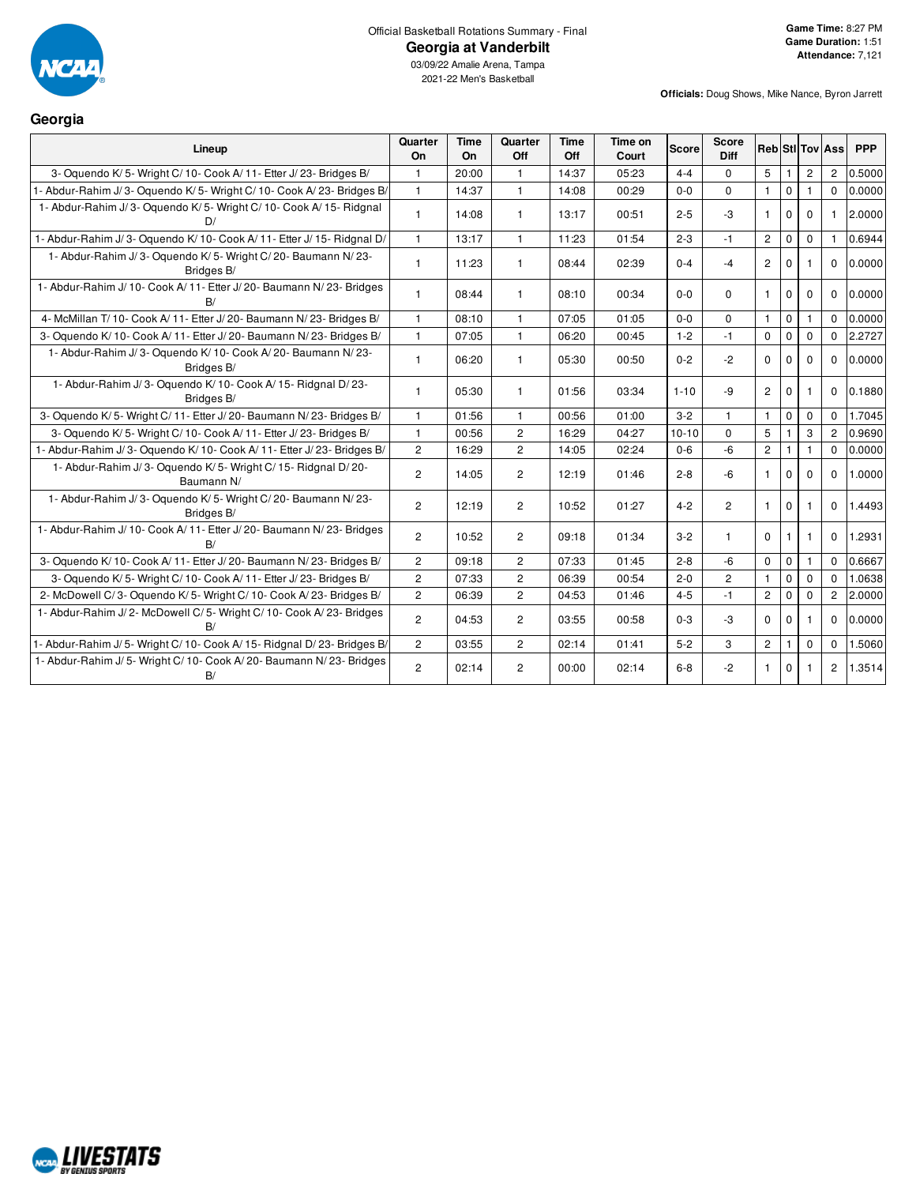Official Basketball Rotations Summary - Final

# Georgia at Vanderbilt

03/09/22 Amalie Arena, Tampa
2021-22 Men's Basketball

**Game Time:** 8:27 PM
**Game Duration:** 1:51
**Attendance:** 7,121

**Officials:** Doug Shows, Mike Nance, Byron Jarrett

## Georgia

| Lineup | Quarter On | Time On | Quarter Off | Time Off | Time on Court | Score | Score Diff | Reb | Stl | Tov | Ass | PPP |
|---|---|---|---|---|---|---|---|---|---|---|---|---|
| 3- Oquendo K/ 5- Wright C/ 10- Cook A/ 11- Etter J/ 23- Bridges B/ | 1 | 20:00 | 1 | 14:37 | 05:23 | 4-4 | 0 | 5 | 1 | 2 | 2 | 0.5000 |
| 1- Abdur-Rahim J/ 3- Oquendo K/ 5- Wright C/ 10- Cook A/ 23- Bridges B/ | 1 | 14:37 | 1 | 14:08 | 00:29 | 0-0 | 0 | 1 | 0 | 1 | 0 | 0.0000 |
| 1- Abdur-Rahim J/ 3- Oquendo K/ 5- Wright C/ 10- Cook A/ 15- Ridgnal D/ | 1 | 14:08 | 1 | 13:17 | 00:51 | 2-5 | -3 | 1 | 0 | 0 | 1 | 2.0000 |
| 1- Abdur-Rahim J/ 3- Oquendo K/ 10- Cook A/ 11- Etter J/ 15- Ridgnal D/ | 1 | 13:17 | 1 | 11:23 | 01:54 | 2-3 | -1 | 2 | 0 | 0 | 1 | 0.6944 |
| 1- Abdur-Rahim J/ 3- Oquendo K/ 5- Wright C/ 20- Baumann N/ 23- Bridges B/ | 1 | 11:23 | 1 | 08:44 | 02:39 | 0-4 | -4 | 2 | 0 | 1 | 0 | 0.0000 |
| 1- Abdur-Rahim J/ 10- Cook A/ 11- Etter J/ 20- Baumann N/ 23- Bridges B/ | 1 | 08:44 | 1 | 08:10 | 00:34 | 0-0 | 0 | 1 | 0 | 0 | 0 | 0.0000 |
| 4- McMillan T/ 10- Cook A/ 11- Etter J/ 20- Baumann N/ 23- Bridges B/ | 1 | 08:10 | 1 | 07:05 | 01:05 | 0-0 | 0 | 1 | 0 | 1 | 0 | 0.0000 |
| 3- Oquendo K/ 10- Cook A/ 11- Etter J/ 20- Baumann N/ 23- Bridges B/ | 1 | 07:05 | 1 | 06:20 | 00:45 | 1-2 | -1 | 0 | 0 | 0 | 0 | 2.2727 |
| 1- Abdur-Rahim J/ 3- Oquendo K/ 10- Cook A/ 20- Baumann N/ 23- Bridges B/ | 1 | 06:20 | 1 | 05:30 | 00:50 | 0-2 | -2 | 0 | 0 | 0 | 0 | 0.0000 |
| 1- Abdur-Rahim J/ 3- Oquendo K/ 10- Cook A/ 15- Ridgnal D/ 23- Bridges B/ | 1 | 05:30 | 1 | 01:56 | 03:34 | 1-10 | -9 | 2 | 0 | 1 | 0 | 0.1880 |
| 3- Oquendo K/ 5- Wright C/ 11- Etter J/ 20- Baumann N/ 23- Bridges B/ | 1 | 01:56 | 1 | 00:56 | 01:00 | 3-2 | 1 | 1 | 0 | 0 | 0 | 1.7045 |
| 3- Oquendo K/ 5- Wright C/ 10- Cook A/ 11- Etter J/ 23- Bridges B/ | 1 | 00:56 | 2 | 16:29 | 04:27 | 10-10 | 0 | 5 | 1 | 3 | 2 | 0.9690 |
| 1- Abdur-Rahim J/ 3- Oquendo K/ 10- Cook A/ 11- Etter J/ 23- Bridges B/ | 2 | 16:29 | 2 | 14:05 | 02:24 | 0-6 | -6 | 2 | 1 | 1 | 0 | 0.0000 |
| 1- Abdur-Rahim J/ 3- Oquendo K/ 5- Wright C/ 15- Ridgnal D/ 20- Baumann N/ | 2 | 14:05 | 2 | 12:19 | 01:46 | 2-8 | -6 | 1 | 0 | 0 | 0 | 1.0000 |
| 1- Abdur-Rahim J/ 3- Oquendo K/ 5- Wright C/ 20- Baumann N/ 23- Bridges B/ | 2 | 12:19 | 2 | 10:52 | 01:27 | 4-2 | 2 | 1 | 0 | 1 | 0 | 1.4493 |
| 1- Abdur-Rahim J/ 10- Cook A/ 11- Etter J/ 20- Baumann N/ 23- Bridges B/ | 2 | 10:52 | 2 | 09:18 | 01:34 | 3-2 | 1 | 0 | 1 | 1 | 0 | 1.2931 |
| 3- Oquendo K/ 10- Cook A/ 11- Etter J/ 20- Baumann N/ 23- Bridges B/ | 2 | 09:18 | 2 | 07:33 | 01:45 | 2-8 | -6 | 0 | 0 | 1 | 0 | 0.6667 |
| 3- Oquendo K/ 5- Wright C/ 10- Cook A/ 11- Etter J/ 23- Bridges B/ | 2 | 07:33 | 2 | 06:39 | 00:54 | 2-0 | 2 | 1 | 0 | 0 | 0 | 1.0638 |
| 2- McDowell C/ 3- Oquendo K/ 5- Wright C/ 10- Cook A/ 23- Bridges B/ | 2 | 06:39 | 2 | 04:53 | 01:46 | 4-5 | -1 | 2 | 0 | 0 | 2 | 2.0000 |
| 1- Abdur-Rahim J/ 2- McDowell C/ 5- Wright C/ 10- Cook A/ 23- Bridges B/ | 2 | 04:53 | 2 | 03:55 | 00:58 | 0-3 | -3 | 0 | 0 | 1 | 0 | 0.0000 |
| 1- Abdur-Rahim J/ 5- Wright C/ 10- Cook A/ 15- Ridgnal D/ 23- Bridges B/ | 2 | 03:55 | 2 | 02:14 | 01:41 | 5-2 | 3 | 2 | 1 | 0 | 0 | 1.5060 |
| 1- Abdur-Rahim J/ 5- Wright C/ 10- Cook A/ 20- Baumann N/ 23- Bridges B/ | 2 | 02:14 | 2 | 00:00 | 02:14 | 6-8 | -2 | 1 | 0 | 1 | 2 | 1.3514 |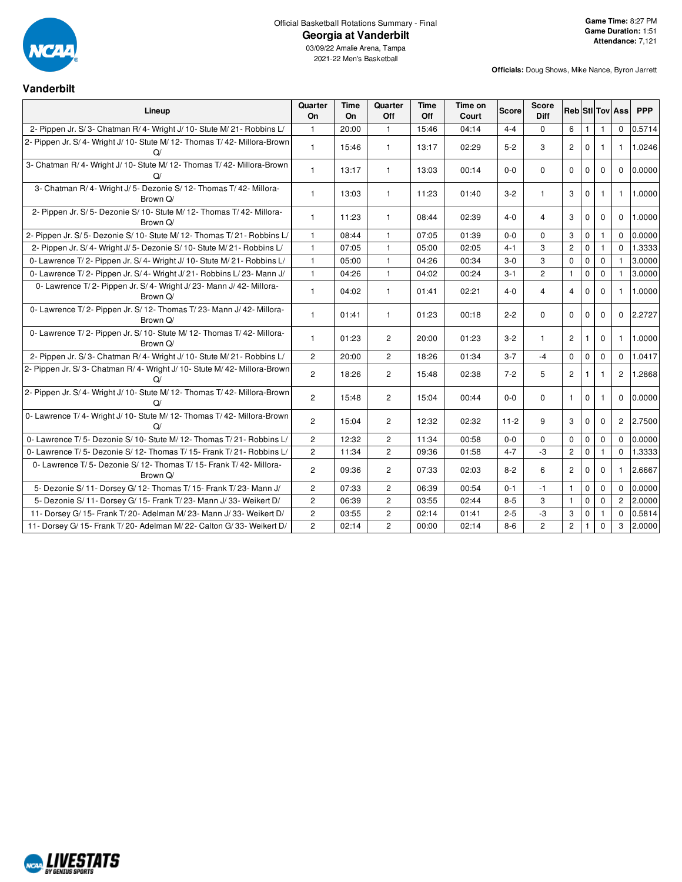Official Basketball Rotations Summary - Final

# Georgia at Vanderbilt

03/09/22 Amalie Arena, Tampa

2021-22 Men's Basketball

**Game Time:** 8:27 PM
**Game Duration:** 1:51
**Attendance:** 7,121

**Officials:** Doug Shows, Mike Nance, Byron Jarrett

## Vanderbilt

| Lineup | Quarter On | Time On | Quarter Off | Time Off | Time on Court | Score | Score Diff | Reb | Stl | Tov | Ass | PPP |
|---|---|---|---|---|---|---|---|---|---|---|---|---|
| 2- Pippen Jr. S/ 3- Chatman R/ 4- Wright J/ 10- Stute M/ 21- Robbins L/ | 1 | 20:00 | 1 | 15:46 | 04:14 | 4-4 | 0 | 6 | 1 | 1 | 0 | 0.5714 |
| 2- Pippen Jr. S/ 4- Wright J/ 10- Stute M/ 12- Thomas T/ 42- Millora-Brown Q/ | 1 | 15:46 | 1 | 13:17 | 02:29 | 5-2 | 3 | 2 | 0 | 1 | 1 | 1.0246 |
| 3- Chatman R/ 4- Wright J/ 10- Stute M/ 12- Thomas T/ 42- Millora-Brown Q/ | 1 | 13:17 | 1 | 13:03 | 00:14 | 0-0 | 0 | 0 | 0 | 0 | 0 | 0.0000 |
| 3- Chatman R/ 4- Wright J/ 5- Dezonie S/ 12- Thomas T/ 42- Millora-Brown Q/ | 1 | 13:03 | 1 | 11:23 | 01:40 | 3-2 | 1 | 3 | 0 | 1 | 1 | 1.0000 |
| 2- Pippen Jr. S/ 5- Dezonie S/ 10- Stute M/ 12- Thomas T/ 42- Millora-Brown Q/ | 1 | 11:23 | 1 | 08:44 | 02:39 | 4-0 | 4 | 3 | 0 | 0 | 0 | 1.0000 |
| 2- Pippen Jr. S/ 5- Dezonie S/ 10- Stute M/ 12- Thomas T/ 21- Robbins L/ | 1 | 08:44 | 1 | 07:05 | 01:39 | 0-0 | 0 | 3 | 0 | 1 | 0 | 0.0000 |
| 2- Pippen Jr. S/ 4- Wright J/ 5- Dezonie S/ 10- Stute M/ 21- Robbins L/ | 1 | 07:05 | 1 | 05:00 | 02:05 | 4-1 | 3 | 2 | 0 | 1 | 0 | 1.3333 |
| 0- Lawrence T/ 2- Pippen Jr. S/ 4- Wright J/ 10- Stute M/ 21- Robbins L/ | 1 | 05:00 | 1 | 04:26 | 00:34 | 3-0 | 3 | 0 | 0 | 0 | 1 | 3.0000 |
| 0- Lawrence T/ 2- Pippen Jr. S/ 4- Wright J/ 21- Robbins L/ 23- Mann J/ | 1 | 04:26 | 1 | 04:02 | 00:24 | 3-1 | 2 | 1 | 0 | 0 | 1 | 3.0000 |
| 0- Lawrence T/ 2- Pippen Jr. S/ 4- Wright J/ 23- Mann J/ 42- Millora-Brown Q/ | 1 | 04:02 | 1 | 01:41 | 02:21 | 4-0 | 4 | 4 | 0 | 0 | 1 | 1.0000 |
| 0- Lawrence T/ 2- Pippen Jr. S/ 12- Thomas T/ 23- Mann J/ 42- Millora-Brown Q/ | 1 | 01:41 | 1 | 01:23 | 00:18 | 2-2 | 0 | 0 | 0 | 0 | 0 | 2.2727 |
| 0- Lawrence T/ 2- Pippen Jr. S/ 10- Stute M/ 12- Thomas T/ 42- Millora-Brown Q/ | 1 | 01:23 | 2 | 20:00 | 01:23 | 3-2 | 1 | 2 | 1 | 0 | 1 | 1.0000 |
| 2- Pippen Jr. S/ 3- Chatman R/ 4- Wright J/ 10- Stute M/ 21- Robbins L/ | 2 | 20:00 | 2 | 18:26 | 01:34 | 3-7 | -4 | 0 | 0 | 0 | 0 | 1.0417 |
| 2- Pippen Jr. S/ 3- Chatman R/ 4- Wright J/ 10- Stute M/ 42- Millora-Brown Q/ | 2 | 18:26 | 2 | 15:48 | 02:38 | 7-2 | 5 | 2 | 1 | 1 | 2 | 1.2868 |
| 2- Pippen Jr. S/ 4- Wright J/ 10- Stute M/ 12- Thomas T/ 42- Millora-Brown Q/ | 2 | 15:48 | 2 | 15:04 | 00:44 | 0-0 | 0 | 1 | 0 | 1 | 0 | 0.0000 |
| 0- Lawrence T/ 4- Wright J/ 10- Stute M/ 12- Thomas T/ 42- Millora-Brown Q/ | 2 | 15:04 | 2 | 12:32 | 02:32 | 11-2 | 9 | 3 | 0 | 0 | 2 | 2.7500 |
| 0- Lawrence T/ 5- Dezonie S/ 10- Stute M/ 12- Thomas T/ 21- Robbins L/ | 2 | 12:32 | 2 | 11:34 | 00:58 | 0-0 | 0 | 0 | 0 | 0 | 0 | 0.0000 |
| 0- Lawrence T/ 5- Dezonie S/ 12- Thomas T/ 15- Frank T/ 21- Robbins L/ | 2 | 11:34 | 2 | 09:36 | 01:58 | 4-7 | -3 | 2 | 0 | 1 | 0 | 1.3333 |
| 0- Lawrence T/ 5- Dezonie S/ 12- Thomas T/ 15- Frank T/ 42- Millora-Brown Q/ | 2 | 09:36 | 2 | 07:33 | 02:03 | 8-2 | 6 | 2 | 0 | 0 | 1 | 2.6667 |
| 5- Dezonie S/ 11- Dorsey G/ 12- Thomas T/ 15- Frank T/ 23- Mann J/ | 2 | 07:33 | 2 | 06:39 | 00:54 | 0-1 | -1 | 1 | 0 | 0 | 0 | 0.0000 |
| 5- Dezonie S/ 11- Dorsey G/ 15- Frank T/ 23- Mann J/ 33- Weikert D/ | 2 | 06:39 | 2 | 03:55 | 02:44 | 8-5 | 3 | 1 | 0 | 0 | 2 | 2.0000 |
| 11- Dorsey G/ 15- Frank T/ 20- Adelman M/ 23- Mann J/ 33- Weikert D/ | 2 | 03:55 | 2 | 02:14 | 01:41 | 2-5 | -3 | 3 | 0 | 1 | 0 | 0.5814 |
| 11- Dorsey G/ 15- Frank T/ 20- Adelman M/ 22- Calton G/ 33- Weikert D/ | 2 | 02:14 | 2 | 00:00 | 02:14 | 8-6 | 2 | 2 | 1 | 0 | 3 | 2.0000 |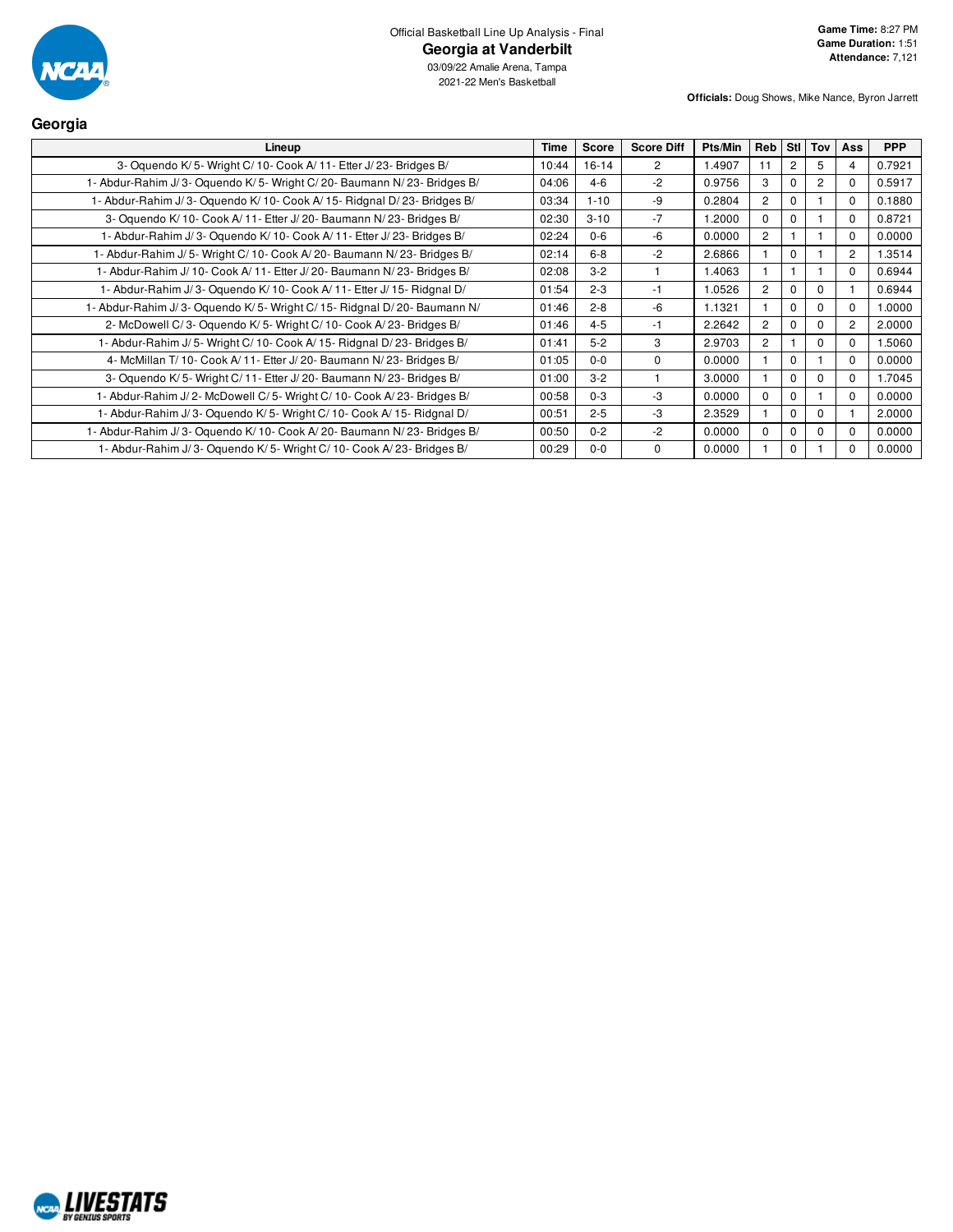Official Basketball Line Up Analysis - Final

# Georgia at Vanderbilt

03/09/22 Amalie Arena, Tampa

2021-22 Men's Basketball

**Game Time:** 8:27 PM
**Game Duration:** 1:51
**Attendance:** 7,121

**Officials:** Doug Shows, Mike Nance, Byron Jarrett

## Georgia

| Lineup | Time | Score | Score Diff | Pts/Min | Reb | Stl | Tov | Ass | PPP |
|---|---|---|---|---|---|---|---|---|---|
| 3- Oquendo K/ 5- Wright C/ 10- Cook A/ 11- Etter J/ 23- Bridges B/ | 10:44 | 16-14 | 2 | 1.4907 | 11 | 2 | 5 | 4 | 0.7921 |
| 1- Abdur-Rahim J/ 3- Oquendo K/ 5- Wright C/ 20- Baumann N/ 23- Bridges B/ | 04:06 | 4-6 | -2 | 0.9756 | 3 | 0 | 2 | 0 | 0.5917 |
| 1- Abdur-Rahim J/ 3- Oquendo K/ 10- Cook A/ 15- Ridgnal D/ 23- Bridges B/ | 03:34 | 1-10 | -9 | 0.2804 | 2 | 0 | 1 | 0 | 0.1880 |
| 3- Oquendo K/ 10- Cook A/ 11- Etter J/ 20- Baumann N/ 23- Bridges B/ | 02:30 | 3-10 | -7 | 1.2000 | 0 | 0 | 1 | 0 | 0.8721 |
| 1- Abdur-Rahim J/ 3- Oquendo K/ 10- Cook A/ 11- Etter J/ 23- Bridges B/ | 02:24 | 0-6 | -6 | 0.0000 | 2 | 1 | 1 | 0 | 0.0000 |
| 1- Abdur-Rahim J/ 5- Wright C/ 10- Cook A/ 20- Baumann N/ 23- Bridges B/ | 02:14 | 6-8 | -2 | 2.6866 | 1 | 0 | 1 | 2 | 1.3514 |
| 1- Abdur-Rahim J/ 10- Cook A/ 11- Etter J/ 20- Baumann N/ 23- Bridges B/ | 02:08 | 3-2 | 1 | 1.4063 | 1 | 1 | 1 | 0 | 0.6944 |
| 1- Abdur-Rahim J/ 3- Oquendo K/ 10- Cook A/ 11- Etter J/ 15- Ridgnal D/ | 01:54 | 2-3 | -1 | 1.0526 | 2 | 0 | 0 | 1 | 0.6944 |
| 1- Abdur-Rahim J/ 3- Oquendo K/ 5- Wright C/ 15- Ridgnal D/ 20- Baumann N/ | 01:46 | 2-8 | -6 | 1.1321 | 1 | 0 | 0 | 0 | 1.0000 |
| 2- McDowell C/ 3- Oquendo K/ 5- Wright C/ 10- Cook A/ 23- Bridges B/ | 01:46 | 4-5 | -1 | 2.2642 | 2 | 0 | 0 | 2 | 2.0000 |
| 1- Abdur-Rahim J/ 5- Wright C/ 10- Cook A/ 15- Ridgnal D/ 23- Bridges B/ | 01:41 | 5-2 | 3 | 2.9703 | 2 | 1 | 0 | 0 | 1.5060 |
| 4- McMillan T/ 10- Cook A/ 11- Etter J/ 20- Baumann N/ 23- Bridges B/ | 01:05 | 0-0 | 0 | 0.0000 | 1 | 0 | 1 | 0 | 0.0000 |
| 3- Oquendo K/ 5- Wright C/ 11- Etter J/ 20- Baumann N/ 23- Bridges B/ | 01:00 | 3-2 | 1 | 3.0000 | 1 | 0 | 0 | 0 | 1.7045 |
| 1- Abdur-Rahim J/ 2- McDowell C/ 5- Wright C/ 10- Cook A/ 23- Bridges B/ | 00:58 | 0-3 | -3 | 0.0000 | 0 | 0 | 1 | 0 | 0.0000 |
| 1- Abdur-Rahim J/ 3- Oquendo K/ 5- Wright C/ 10- Cook A/ 15- Ridgnal D/ | 00:51 | 2-5 | -3 | 2.3529 | 1 | 0 | 0 | 1 | 2.0000 |
| 1- Abdur-Rahim J/ 3- Oquendo K/ 10- Cook A/ 20- Baumann N/ 23- Bridges B/ | 00:50 | 0-2 | -2 | 0.0000 | 0 | 0 | 0 | 0 | 0.0000 |
| 1- Abdur-Rahim J/ 3- Oquendo K/ 5- Wright C/ 10- Cook A/ 23- Bridges B/ | 00:29 | 0-0 | 0 | 0.0000 | 1 | 0 | 1 | 0 | 0.0000 |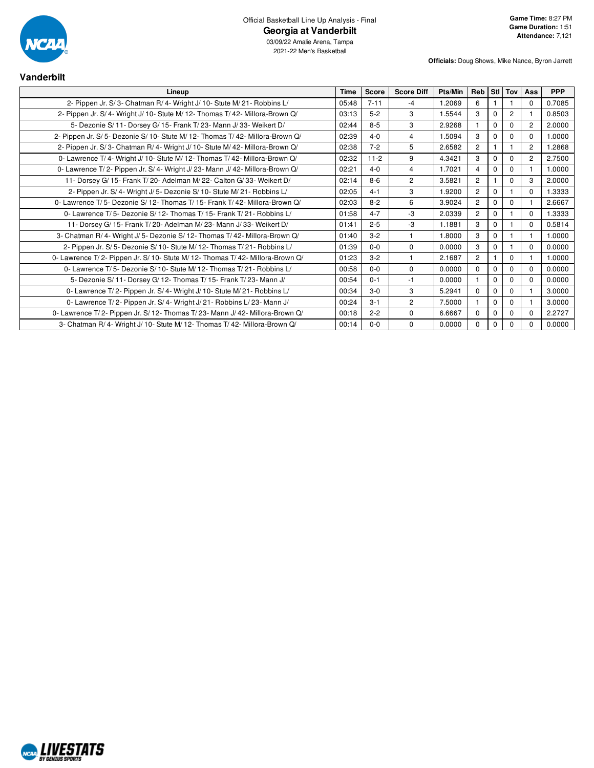Official Basketball Line Up Analysis - Final

# Georgia at Vanderbilt

03/09/22 Amalie Arena, Tampa

2021-22 Men's Basketball

**Game Time:** 8:27 PM
**Game Duration:** 1:51
**Attendance:** 7,121

**Officials:** Doug Shows, Mike Nance, Byron Jarrett

## Vanderbilt

| Lineup | Time | Score | Score Diff | Pts/Min | Reb | Stl | Tov | Ass | PPP |
|---|---|---|---|---|---|---|---|---|---|
| 2- Pippen Jr. S/ 3- Chatman R/ 4- Wright J/ 10- Stute M/ 21- Robbins L/ | 05:48 | 7-11 | -4 | 1.2069 | 6 | 1 | 1 | 0 | 0.7085 |
| 2- Pippen Jr. S/ 4- Wright J/ 10- Stute M/ 12- Thomas T/ 42- Millora-Brown Q/ | 03:13 | 5-2 | 3 | 1.5544 | 3 | 0 | 2 | 1 | 0.8503 |
| 5- Dezonie S/ 11- Dorsey G/ 15- Frank T/ 23- Mann J/ 33- Weikert D/ | 02:44 | 8-5 | 3 | 2.9268 | 1 | 0 | 0 | 2 | 2.0000 |
| 2- Pippen Jr. S/ 5- Dezonie S/ 10- Stute M/ 12- Thomas T/ 42- Millora-Brown Q/ | 02:39 | 4-0 | 4 | 1.5094 | 3 | 0 | 0 | 0 | 1.0000 |
| 2- Pippen Jr. S/ 3- Chatman R/ 4- Wright J/ 10- Stute M/ 42- Millora-Brown Q/ | 02:38 | 7-2 | 5 | 2.6582 | 2 | 1 | 1 | 2 | 1.2868 |
| 0- Lawrence T/ 4- Wright J/ 10- Stute M/ 12- Thomas T/ 42- Millora-Brown Q/ | 02:32 | 11-2 | 9 | 4.3421 | 3 | 0 | 0 | 2 | 2.7500 |
| 0- Lawrence T/ 2- Pippen Jr. S/ 4- Wright J/ 23- Mann J/ 42- Millora-Brown Q/ | 02:21 | 4-0 | 4 | 1.7021 | 4 | 0 | 0 | 1 | 1.0000 |
| 11- Dorsey G/ 15- Frank T/ 20- Adelman M/ 22- Calton G/ 33- Weikert D/ | 02:14 | 8-6 | 2 | 3.5821 | 2 | 1 | 0 | 3 | 2.0000 |
| 2- Pippen Jr. S/ 4- Wright J/ 5- Dezonie S/ 10- Stute M/ 21- Robbins L/ | 02:05 | 4-1 | 3 | 1.9200 | 2 | 0 | 1 | 0 | 1.3333 |
| 0- Lawrence T/ 5- Dezonie S/ 12- Thomas T/ 15- Frank T/ 42- Millora-Brown Q/ | 02:03 | 8-2 | 6 | 3.9024 | 2 | 0 | 0 | 1 | 2.6667 |
| 0- Lawrence T/ 5- Dezonie S/ 12- Thomas T/ 15- Frank T/ 21- Robbins L/ | 01:58 | 4-7 | -3 | 2.0339 | 2 | 0 | 1 | 0 | 1.3333 |
| 11- Dorsey G/ 15- Frank T/ 20- Adelman M/ 23- Mann J/ 33- Weikert D/ | 01:41 | 2-5 | -3 | 1.1881 | 3 | 0 | 1 | 0 | 0.5814 |
| 3- Chatman R/ 4- Wright J/ 5- Dezonie S/ 12- Thomas T/ 42- Millora-Brown Q/ | 01:40 | 3-2 | 1 | 1.8000 | 3 | 0 | 1 | 1 | 1.0000 |
| 2- Pippen Jr. S/ 5- Dezonie S/ 10- Stute M/ 12- Thomas T/ 21- Robbins L/ | 01:39 | 0-0 | 0 | 0.0000 | 3 | 0 | 1 | 0 | 0.0000 |
| 0- Lawrence T/ 2- Pippen Jr. S/ 10- Stute M/ 12- Thomas T/ 42- Millora-Brown Q/ | 01:23 | 3-2 | 1 | 2.1687 | 2 | 1 | 0 | 1 | 1.0000 |
| 0- Lawrence T/ 5- Dezonie S/ 10- Stute M/ 12- Thomas T/ 21- Robbins L/ | 00:58 | 0-0 | 0 | 0.0000 | 0 | 0 | 0 | 0 | 0.0000 |
| 5- Dezonie S/ 11- Dorsey G/ 12- Thomas T/ 15- Frank T/ 23- Mann J/ | 00:54 | 0-1 | -1 | 0.0000 | 1 | 0 | 0 | 0 | 0.0000 |
| 0- Lawrence T/ 2- Pippen Jr. S/ 4- Wright J/ 10- Stute M/ 21- Robbins L/ | 00:34 | 3-0 | 3 | 5.2941 | 0 | 0 | 0 | 1 | 3.0000 |
| 0- Lawrence T/ 2- Pippen Jr. S/ 4- Wright J/ 21- Robbins L/ 23- Mann J/ | 00:24 | 3-1 | 2 | 7.5000 | 1 | 0 | 0 | 1 | 3.0000 |
| 0- Lawrence T/ 2- Pippen Jr. S/ 12- Thomas T/ 23- Mann J/ 42- Millora-Brown Q/ | 00:18 | 2-2 | 0 | 6.6667 | 0 | 0 | 0 | 0 | 2.2727 |
| 3- Chatman R/ 4- Wright J/ 10- Stute M/ 12- Thomas T/ 42- Millora-Brown Q/ | 00:14 | 0-0 | 0 | 0.0000 | 0 | 0 | 0 | 0 | 0.0000 |